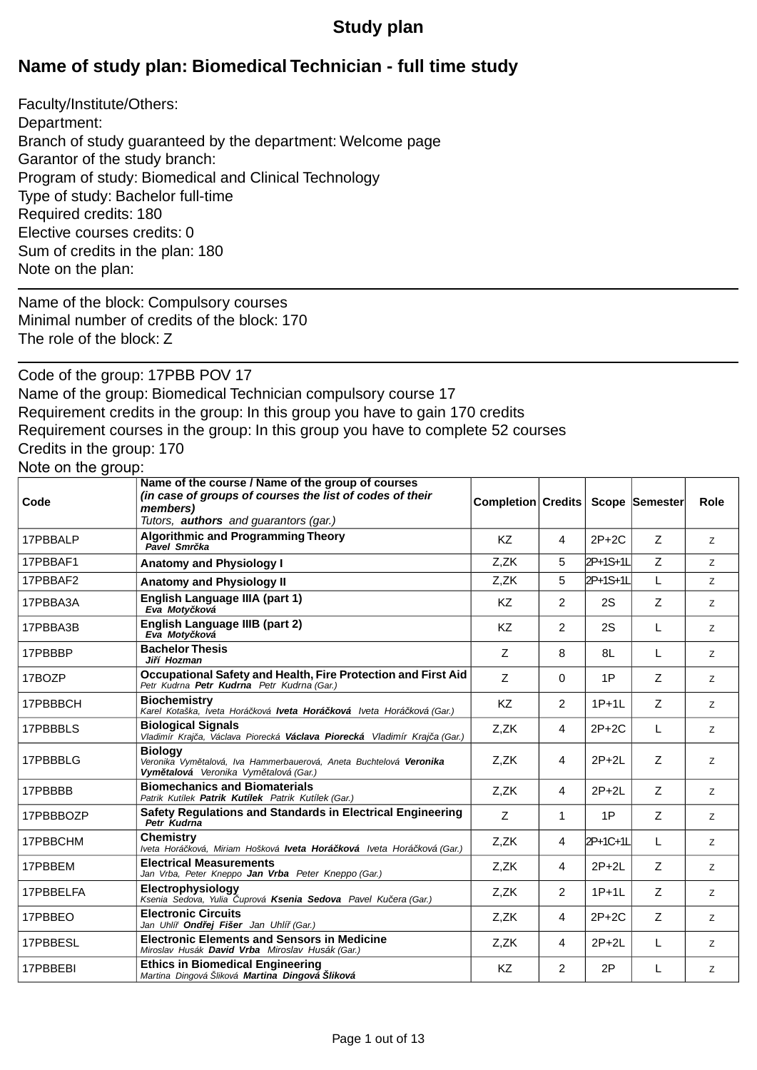# Study plan

## Name of study plan: Biomedical Technician - full time study

Faculty/Institute/Others:
Department:
Branch of study guaranteed by the department: Welcome page
Garantor of the study branch:
Program of study: Biomedical and Clinical Technology
Type of study: Bachelor full-time
Required credits: 180
Elective courses credits: 0
Sum of credits in the plan: 180
Note on the plan:

---

Name of the block: Compulsory courses
Minimal number of credits of the block: 170
The role of the block: Z

---

Code of the group: 17PBB POV 17
Name of the group: Biomedical Technician compulsory course 17
Requirement credits in the group: In this group you have to gain 170 credits
Requirement courses in the group: In this group you have to complete 52 courses
Credits in the group: 170
Note on the group:

| Code | Name of the course / Name of the group of courses *(in case of groups of courses the list of codes of their members)* *Tutors, **authors** and guarantors (gar.)* | Completion | Credits | Scope | Semester | Role |
|---|---|---|---|---|---|---|
| 17PBBALP | **Algorithmic and Programming Theory** *Pavel Smrčka* | KZ | 4 | 2P+2C | Z | z |
| 17PBBAF1 | **Anatomy and Physiology I** | Z,ZK | 5 | 2P+1S+1L | Z | z |
| 17PBBAF2 | **Anatomy and Physiology II** | Z,ZK | 5 | 2P+1S+1L | L | z |
| 17PBBA3A | **English Language IIIA (part 1)** *Eva Motyčková* | KZ | 2 | 2S | Z | z |
| 17PBBA3B | **English Language IIIB (part 2)** *Eva Motyčková* | KZ | 2 | 2S | L | z |
| 17PBBBP | **Bachelor Thesis** *Jiří Hozman* | Z | 8 | 8L | L | z |
| 17BOZP | **Occupational Safety and Health, Fire Protection and First Aid** *Petr Kudrna **Petr Kudrna** Petr Kudrna (Gar.)* | Z | 0 | 1P | Z | z |
| 17PBBBCH | **Biochemistry** *Karel Kotaška, Iveta Horáčková **Iveta Horáčková** Iveta Horáčková (Gar.)* | KZ | 2 | 1P+1L | Z | z |
| 17PBBBLS | **Biological Signals** *Vladimír Krajča, Václava Piorecká **Václava Piorecká** Vladimír Krajča (Gar.)* | Z,ZK | 4 | 2P+2C | L | z |
| 17PBBBLG | **Biology** *Veronika Vymětalová, Iva Hammerbauerová, Aneta Buchtelová **Veronika Vymětalová** Veronika Vymětalová (Gar.)* | Z,ZK | 4 | 2P+2L | Z | z |
| 17PBBBB | **Biomechanics and Biomaterials** *Patrik Kutílek **Patrik Kutílek** Patrik Kutílek (Gar.)* | Z,ZK | 4 | 2P+2L | Z | z |
| 17PBBBOZP | **Safety Regulations and Standards in Electrical Engineering** *Petr Kudrna* | Z | 1 | 1P | Z | z |
| 17PBBCHM | **Chemistry** *Iveta Horáčková, Miriam Hošková **Iveta Horáčková** Iveta Horáčková (Gar.)* | Z,ZK | 4 | 2P+1C+1L | L | z |
| 17PBBEM | **Electrical Measurements** *Jan Vrba, Peter Kneppo **Jan Vrba** Peter Kneppo (Gar.)* | Z,ZK | 4 | 2P+2L | Z | z |
| 17PBBELFA | **Electrophysiology** *Ksenia Sedova, Yulia Čuprová **Ksenia Sedova** Pavel Kučera (Gar.)* | Z,ZK | 2 | 1P+1L | Z | z |
| 17PBBEO | **Electronic Circuits** *Jan Uhlíř **Ondřej Fišer** Jan Uhlíř (Gar.)* | Z,ZK | 4 | 2P+2C | Z | z |
| 17PBBESL | **Electronic Elements and Sensors in Medicine** *Miroslav Husák **David Vrba** Miroslav Husák (Gar.)* | Z,ZK | 4 | 2P+2L | L | z |
| 17PBBEBI | **Ethics in Biomedical Engineering** *Martina Dingová Šliková **Martina Dingová Šliková*** | KZ | 2 | 2P | L | z |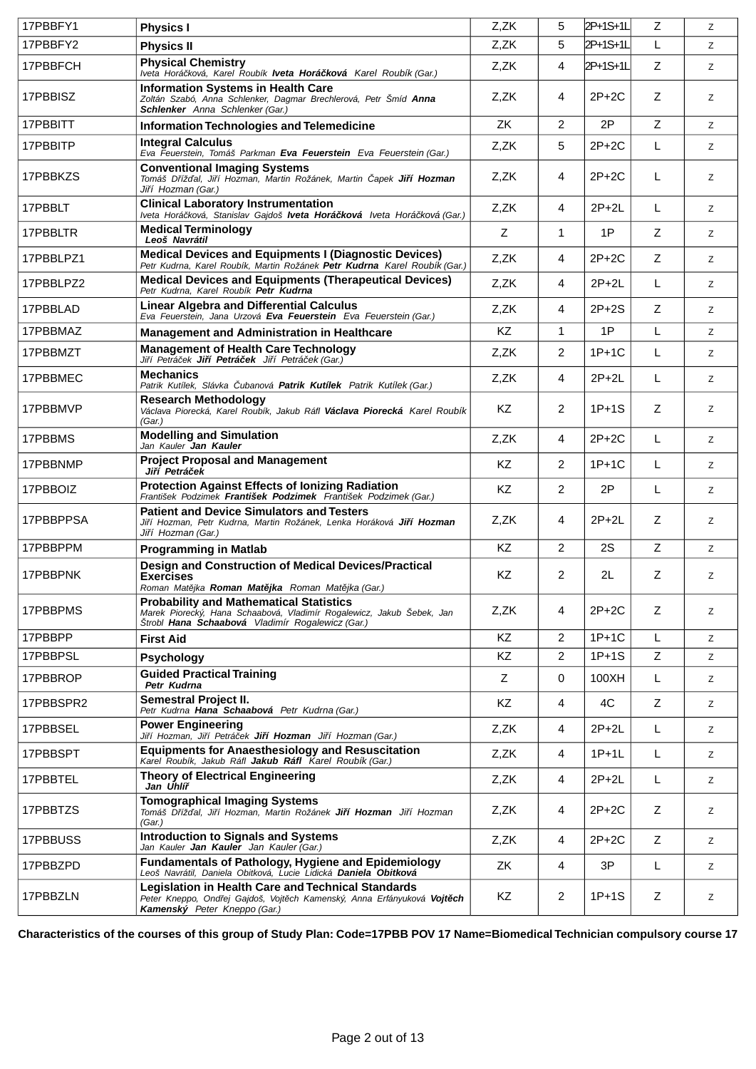| | | | | | | |
|---|---|---|---|---|---|---|
| 17PBBFY1 | **Physics I** | Z,ZK | 5 | 2P+1S+1L | Z | z |
| 17PBBFY2 | **Physics II** | Z,ZK | 5 | 2P+1S+1L | L | z |
| 17PBBFCH | **Physical Chemistry**<br>*Iveta Horáčková, Karel Roubík* ***Iveta Horáčková*** *Karel Roubík (Gar.)* | Z,ZK | 4 | 2P+1S+1L | Z | z |
| 17PBBISZ | **Information Systems in Health Care**<br>*Zoltán Szabó, Anna Schlenker, Dagmar Brechlerová, Petr Šmíd* ***Anna Schlenker*** *Anna Schlenker (Gar.)* | Z,ZK | 4 | 2P+2C | Z | z |
| 17PBBITT | **Information Technologies and Telemedicine** | ZK | 2 | 2P | Z | z |
| 17PBBITP | **Integral Calculus**<br>*Eva Feuerstein, Tomáš Parkman* ***Eva Feuerstein*** *Eva Feuerstein (Gar.)* | Z,ZK | 5 | 2P+2C | L | z |
| 17PBBKZS | **Conventional Imaging Systems**<br>*Tomáš Dřížďal, Jiří Hozman, Martin Rožánek, Martin Čapek* ***Jiří Hozman*** *Jiří Hozman (Gar.)* | Z,ZK | 4 | 2P+2C | L | z |
| 17PBBLT | **Clinical Laboratory Instrumentation**<br>*Iveta Horáčková, Stanislav Gajdoš* ***Iveta Horáčková*** *Iveta Horáčková (Gar.)* | Z,ZK | 4 | 2P+2L | L | z |
| 17PBBLTR | **Medical Terminology**<br>***Leoš Navrátil*** | Z | 1 | 1P | Z | z |
| 17PBBLPZ1 | **Medical Devices and Equipments I (Diagnostic Devices)**<br>*Petr Kudrna, Karel Roubík, Martin Rožánek* ***Petr Kudrna*** *Karel Roubík (Gar.)* | Z,ZK | 4 | 2P+2C | Z | z |
| 17PBBLPZ2 | **Medical Devices and Equipments II (Therapeutical Devices)**<br>*Petr Kudrna, Karel Roubík* ***Petr Kudrna*** | Z,ZK | 4 | 2P+2L | L | z |
| 17PBBLAD | **Linear Algebra and Differential Calculus**<br>*Eva Feuerstein, Jana Urzová* ***Eva Feuerstein*** *Eva Feuerstein (Gar.)* | Z,ZK | 4 | 2P+2S | Z | z |
| 17PBBMAZ | **Management and Administration in Healthcare** | KZ | 1 | 1P | L | z |
| 17PBBMZT | **Management of Health Care Technology**<br>*Jiří Petráček* ***Jiří Petráček*** *Jiří Petráček (Gar.)* | Z,ZK | 2 | 1P+1C | L | z |
| 17PBBMEC | **Mechanics**<br>*Patrik Kutílek, Slávka Čubanová* ***Patrik Kutílek*** *Patrik Kutílek (Gar.)* | Z,ZK | 4 | 2P+2L | L | z |
| 17PBBMVP | **Research Methodology**<br>*Václava Piorecká, Karel Roubík, Jakub Ráfl* ***Václava Piorecká*** *Karel Roubík (Gar.)* | KZ | 2 | 1P+1S | Z | z |
| 17PBBMS | **Modelling and Simulation**<br>*Jan Kauler* ***Jan Kauler*** | Z,ZK | 4 | 2P+2C | L | z |
| 17PBBNMP | **Project Proposal and Management**<br>***Jiří Petráček*** | KZ | 2 | 1P+1C | L | z |
| 17PBBOIZ | **Protection Against Effects of Ionizing Radiation**<br>*František Podzimek* ***František Podzimek*** *František Podzimek (Gar.)* | KZ | 2 | 2P | L | z |
| 17PBBPPSA | **Patient and Device Simulators and Testers**<br>*Jiří Hozman, Petr Kudrna, Martin Rožánek, Lenka Horáková* ***Jiří Hozman*** *Jiří Hozman (Gar.)* | Z,ZK | 4 | 2P+2L | Z | z |
| 17PBBPPM | **Programming in Matlab** | KZ | 2 | 2S | Z | z |
| 17PBBPNK | **Design and Construction of Medical Devices/Practical Exercises**<br>*Roman Matějka* ***Roman Matějka*** *Roman Matějka (Gar.)* | KZ | 2 | 2L | Z | z |
| 17PBBPMS | **Probability and Mathematical Statistics**<br>*Marek Piorecký, Hana Schaabová, Vladimír Rogalewicz, Jakub Šebek, Jan Štrobl* ***Hana Schaabová*** *Vladimír Rogalewicz (Gar.)* | Z,ZK | 4 | 2P+2C | Z | z |
| 17PBBPP | **First Aid** | KZ | 2 | 1P+1C | L | z |
| 17PBBPSL | **Psychology** | KZ | 2 | 1P+1S | Z | z |
| 17PBBROP | **Guided Practical Training**<br>***Petr Kudrna*** | Z | 0 | 100XH | L | z |
| 17PBBSPR2 | **Semestral Project II.**<br>*Petr Kudrna* ***Hana Schaabová*** *Petr Kudrna (Gar.)* | KZ | 4 | 4C | Z | z |
| 17PBBSEL | **Power Engineering**<br>*Jiří Hozman, Jiří Petráček* ***Jiří Hozman*** *Jiří Hozman (Gar.)* | Z,ZK | 4 | 2P+2L | L | z |
| 17PBBSPT | **Equipments for Anaesthesiology and Resuscitation**<br>*Karel Roubík, Jakub Ráfl* ***Jakub Ráfl*** *Karel Roubík (Gar.)* | Z,ZK | 4 | 1P+1L | L | z |
| 17PBBTEL | **Theory of Electrical Engineering**<br>***Jan Uhlíř*** | Z,ZK | 4 | 2P+2L | L | z |
| 17PBBTZS | **Tomographical Imaging Systems**<br>*Tomáš Dřížďal, Jiří Hozman, Martin Rožánek* ***Jiří Hozman*** *Jiří Hozman (Gar.)* | Z,ZK | 4 | 2P+2C | Z | z |
| 17PBBUSS | **Introduction to Signals and Systems**<br>*Jan Kauler* ***Jan Kauler*** *Jan Kauler (Gar.)* | Z,ZK | 4 | 2P+2C | Z | z |
| 17PBBZPD | **Fundamentals of Pathology, Hygiene and Epidemiology**<br>*Leoš Navrátil, Daniela Obitková, Lucie Lidická* ***Daniela Obitková*** | ZK | 4 | 3P | L | z |
| 17PBBZLN | **Legislation in Health Care and Technical Standards**<br>*Peter Kneppo, Ondřej Gajdoš, Vojtěch Kamenský, Anna Erfányuková* ***Vojtěch Kamenský*** *Peter Kneppo (Gar.)* | KZ | 2 | 1P+1S | Z | z |

**Characteristics of the courses of this group of Study Plan: Code=17PBB POV 17 Name=Biomedical Technician compulsory course 17**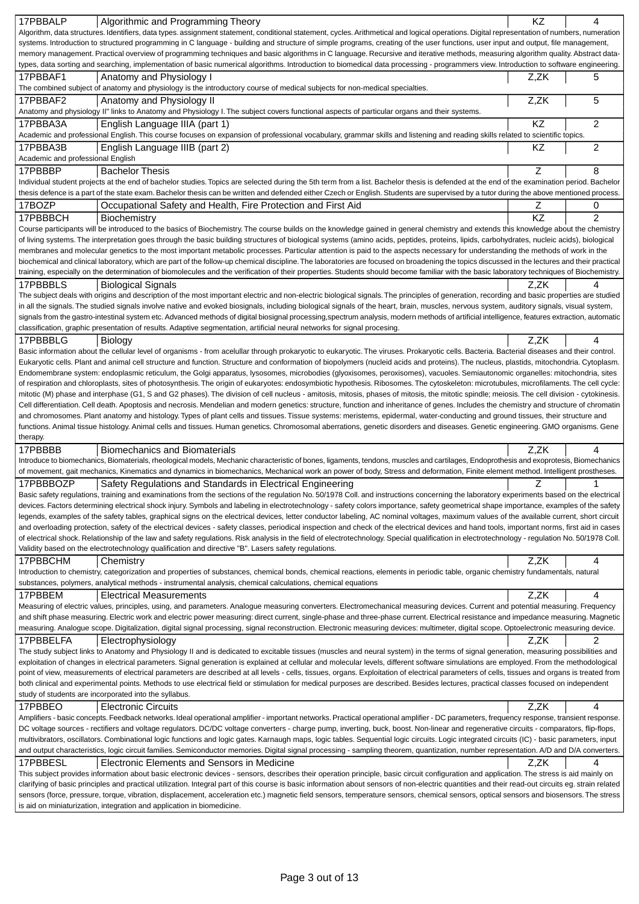| Code | Course | Completion | Credits |
|---|---|---|---|
| 17PBBALP | Algorithmic and Programming Theory | KZ | 4 |

Algorithm, data structures. Identifiers, data types. assignment statement, conditional statement, cycles. Arithmetical and logical operations. Digital representation of numbers, numeration systems. Introduction to structured programming in C language - building and structure of simple programs, creating of the user functions, user input and output, file management, memory management. Practical overview of programming techniques and basic algorithms in C language. Recursive and iterative methods, measuring algorithm quality. Abstract data-types, data sorting and searching, implementation of basic numerical algorithms. Introduction to biomedical data processing - programmers view. Introduction to software engineering.

| Code | Course | Completion | Credits |
|---|---|---|---|
| 17PBBAF1 | Anatomy and Physiology I | Z,ZK | 5 |

The combined subject of anatomy and physiology is the introductory course of medical subjects for non-medical specialties.

| Code | Course | Completion | Credits |
|---|---|---|---|
| 17PBBAF2 | Anatomy and Physiology II | Z,ZK | 5 |

Anatomy and physiology II" links to Anatomy and Physiology I. The subject covers functional aspects of particular organs and their systems.

| Code | Course | Completion | Credits |
|---|---|---|---|
| 17PBBA3A | English Language IIIA (part 1) | KZ | 2 |

Academic and professional English. This course focuses on expansion of professional vocabulary, grammar skills and listening and reading skills related to scientific topics.

| Code | Course | Completion | Credits |
|---|---|---|---|
| 17PBBA3B | English Language IIIB (part 2) | KZ | 2 |

Academic and professional English

| Code | Course | Completion | Credits |
|---|---|---|---|
| 17PBBBP | Bachelor Thesis | Z | 8 |

Individual student projects at the end of bachelor studies. Topics are selected during the 5th term from a list. Bachelor thesis is defended at the end of the examination period. Bachelor thesis defence is a part of the state exam. Bachelor thesis can be written and defended either Czech or English. Students are supervised by a tutor during the above mentioned process.

| Code | Course | Completion | Credits |
|---|---|---|---|
| 17BOZP | Occupational Safety and Health, Fire Protection and First Aid | Z | 0 |
| 17PBBBCH | Biochemistry | KZ | 2 |

Course participants will be introduced to the basics of Biochemistry. The course builds on the knowledge gained in general chemistry and extends this knowledge about the chemistry of living systems. The interpretation goes through the basic building structures of biological systems (amino acids, peptides, proteins, lipids, carbohydrates, nucleic acids), biological membranes and molecular genetics to the most important metabolic processes. Particular attention is paid to the aspects necessary for understanding the methods of work in the biochemical and clinical laboratory, which are part of the follow-up chemical discipline. The laboratories are focused on broadening the topics discussed in the lectures and their practical training, especially on the determination of biomolecules and the verification of their properties. Students should become familiar with the basic laboratory techniques of Biochemistry.

| Code | Course | Completion | Credits |
|---|---|---|---|
| 17PBBBLS | Biological Signals | Z,ZK | 4 |

The subject deals with origins and description of the most important electric and non-electric biological signals. The principles of generation, recording and basic properties are studied in all the signals. The studied signals involve native and evoked biosignals, including biological signals of the heart, brain, muscles, nervous system, auditory signals, visual system, signals from the gastro-intestinal system etc. Advanced methods of digital biosignal processing,spectrum analysis, modern methods of artificial intelligence, features extraction, automatic classification, graphic presentation of results. Adaptive segmentation, artificial neural networks for signal procesing.

| Code | Course | Completion | Credits |
|---|---|---|---|
| 17PBBBLG | Biology | Z,ZK | 4 |

Basic information about the cellular level of organisms - from acelullar through prokaryotic to eukaryotic. The viruses. Prokaryotic cells. Bacteria. Bacterial diseases and their control. Eukaryotic cells. Plant and animal cell structure and function. Structure and conformation of biopolymers (nucleid acids and proteins). The nucleus, plastids, mitochondria. Cytoplasm. Endomembrane system: endoplasmic reticulum, the Golgi apparatus, lysosomes, microbodies (glyoxisomes, peroxisomes), vacuoles. Semiautonomic organelles: mitochondria, sites of respiration and chloroplasts, sites of photosynthesis. The origin of eukaryotes: endosymbiotic hypothesis. Ribosomes. The cytoskeleton: microtubules, microfilaments. The cell cycle: mitotic (M) phase and interphase (G1, S and G2 phases). The division of cell nucleus - amitosis, mitosis, phases of mitosis, the mitotic spindle; meiosis. The cell division - cytokinesis. Cell differentiation. Cell death. Apoptosis and necrosis. Mendelian and modern genetics: structure, function and inheritance of genes. Includes the chemistry and structure of chromatin and chromosomes. Plant anatomy and histology. Types of plant cells and tissues. Tissue systems: meristems, epidermal, water-conducting and ground tissues, their structure and functions. Animal tissue histology. Animal cells and tissues. Human genetics. Chromosomal aberrations, genetic disorders and diseases. Genetic engineering. GMO organisms. Gene therapy.

| Code | Course | Completion | Credits |
|---|---|---|---|
| 17PBBBB | Biomechanics and Biomaterials | Z,ZK | 4 |

Introduce to biomechanics, Biomaterials, rheological models, Mechanic characteristic of bones, ligaments, tendons, muscles and cartilages, Endoprothesis and exoprotesis, Biomechanics of movement, gait mechanics, Kinematics and dynamics in biomechanics, Mechanical work an power of body, Stress and deformation, Finite element method. Intelligent prostheses.

| Code | Course | Completion | Credits |
|---|---|---|---|
| 17PBBBOZP | Safety Regulations and Standards in Electrical Engineering | Z | 1 |

Basic safety regulations, training and examinations from the sections of the regulation No. 50/1978 Coll. and instructions concerning the laboratory experiments based on the electrical devices. Factors determining electrical shock injury. Symbols and labeling in electrotechnology - safety colors importance, safety geometrical shape importance, examples of the safety legends, examples of the safety tables, graphical signs on the electrical devices, letter conductor labeling, AC nominal voltages, maximum values of the available current, short circuit and overloading protection, safety of the electrical devices - safety classes, periodical inspection and check of the electrical devices and hand tools, important norms, first aid in cases of electrical shock. Relationship of the law and safety regulations. Risk analysis in the field of electrotechnology. Special qualification in electrotechnology - regulation No. 50/1978 Coll. Validity based on the electrotechnology qualification and directive "B". Lasers safety regulations.

| Code | Course | Completion | Credits |
|---|---|---|---|
| 17PBBCHM | Chemistry | Z,ZK | 4 |

Introduction to chemistry, categorization and properties of substances, chemical bonds, chemical reactions, elements in periodic table, organic chemistry fundamentals, natural substances, polymers, analytical methods - instrumental analysis, chemical calculations, chemical equations

| Code | Course | Completion | Credits |
|---|---|---|---|
| 17PBBEM | Electrical Measurements | Z,ZK | 4 |

Measuring of electric values, principles, using, and parameters. Analogue measuring converters. Electromechanical measuring devices. Current and potential measuring. Frequency and shift phase measuring. Electric work and electric power measuring: direct current, single-phase and three-phase current. Electrical resistance and impedance measuring. Magnetic measuring. Analogue scope. Digitalization, digital signal processing, signal reconstruction. Electronic measuring devices: multimeter, digital scope. Optoelectronic measuring device.

| Code | Course | Completion | Credits |
|---|---|---|---|
| 17PBBELFA | Electrophysiology | Z,ZK | 2 |

The study subject links to Anatomy and Physiology II and is dedicated to excitable tissues (muscles and neural system) in the terms of signal generation, measuring possibilities and exploitation of changes in electrical parameters. Signal generation is explained at cellular and molecular levels, different software simulations are employed. From the methodological point of view, measurements of electrical parameters are described at all levels - cells, tissues, organs. Exploitation of electrical parameters of cells, tissues and organs is treated from both clinical and experimental points. Methods to use electrical field or stimulation for medical purposes are described. Besides lectures, practical classes focused on independent study of students are incorporated into the syllabus.

| Code | Course | Completion | Credits |
|---|---|---|---|
| 17PBBEO | Electronic Circuits | Z,ZK | 4 |

Amplifiers - basic concepts. Feedback networks. Ideal operational amplifier - important networks. Practical operational amplifier - DC parameters, frequency response, transient response. DC voltage sources - rectifiers and voltage regulators. DC/DC voltage converters - charge pump, inverting, buck, boost. Non-linear and regenerative circuits - comparators, flip-flops, multivibrators, oscillators. Combinational logic functions and logic gates. Karnaugh maps, logic tables. Sequential logic circuits. Logic integrated circuits (IC) - basic parameters, input and output characteristics, logic circuit families. Semiconductor memories. Digital signal processing - sampling theorem, quantization, number representation. A/D and D/A converters.

| Code | Course | Completion | Credits |
|---|---|---|---|
| 17PBBESL | Electronic Elements and Sensors in Medicine | Z,ZK | 4 |

This subject provides information about basic electronic devices - sensors, describes their operation principle, basic circuit configuration and application. The stress is aid mainly on clarifying of basic principles and practical utilization. Integral part of this course is basic information about sensors of non-electric quantities and their read-out circuits eg. strain related sensors (force, pressure, torque, vibration, displacement, acceleration etc.) magnetic field sensors, temperature sensors, chemical sensors, optical sensors and biosensors. The stress is aid on miniaturization, integration and application in biomedicine.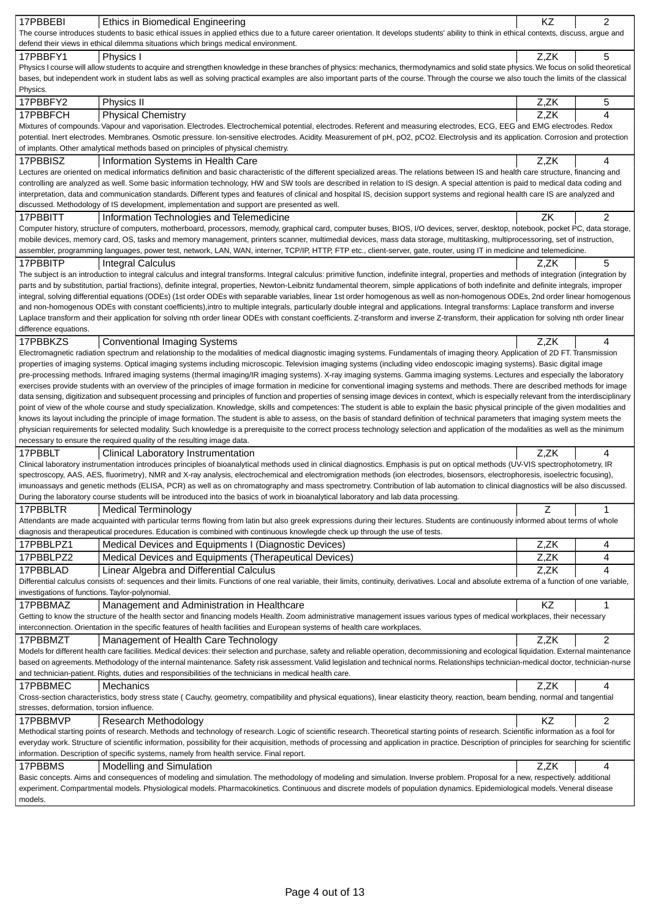| Code | Course | Completion | Credits |
|---|---|---|---|
| 17PBBEBI | Ethics in Biomedical Engineering | KZ | 2 |

The course introduces students to basic ethical issues in applied ethics due to a future career orientation. It develops students' ability to think in ethical contexts, discuss, argue and defend their views in ethical dilemma situations which brings medical environment.

| Code | Course | Completion | Credits |
|---|---|---|---|
| 17PBBFY1 | Physics I | Z,ZK | 5 |

Physics I course will allow students to acquire and strengthen knowledge in these branches of physics: mechanics, thermodynamics and solid state physics. We focus on solid theoretical bases, but independent work in student labs as well as solving practical examples are also important parts of the course. Through the course we also touch the limits of the classical Physics.

| Code | Course | Completion | Credits |
|---|---|---|---|
| 17PBBFY2 | Physics II | Z,ZK | 5 |
| 17PBBFCH | Physical Chemistry | Z,ZK | 4 |

Mixtures of compounds. Vapour and vaporisation. Electrodes. Electrochemical potential, electrodes. Referent and measuring electrodes, ECG, EEG and EMG electrodes. Redox potential. Inert electrodes. Membranes. Osmotic pressure. Ion-sensitive electrodes. Acidity. Measurement of pH, pO2, pCO2. Electrolysis and its application. Corrosion and protection of implants. Other amalytical methods based on principles of physical chemistry.

| Code | Course | Completion | Credits |
|---|---|---|---|
| 17PBBISZ | Information Systems in Health Care | Z,ZK | 4 |

Lectures are oriented on medical informatics definition and basic characteristic of the different specialized areas. The relations between IS and health care structure, financing and controlling are analyzed as well. Some basic information technology, HW and SW tools are described in relation to IS design. A special attention is paid to medical data coding and interpretation, data and communication standards. Different types and features of clinical and hospital IS, decision support systems and regional health care IS are analyzed and discussed. Methodology of IS development, implementation and support are presented as well.

| Code | Course | Completion | Credits |
|---|---|---|---|
| 17PBBITT | Information Technologies and Telemedicine | ZK | 2 |

Computer history, structure of computers, motherboard, processors, memody, graphical card, computer buses, BIOS, I/O devices, server, desktop, notebook, pocket PC, data storage, mobile devices, memory card, OS, tasks and memory management, printers scanner, multimedial devices, mass data storage, multitasking, multiprocessoring, set of instruction, assembler, programming languages, power test, network, LAN, WAN, interner, TCP/IP, HTTP, FTP etc., client-server, gate, router, using IT in medicine and telemedicine.

| Code | Course | Completion | Credits |
|---|---|---|---|
| 17PBBITP | Integral Calculus | Z,ZK | 5 |

The subject is an introduction to integral calculus and integral transforms. Integral calculus: primitive function, indefinite integral, properties and methods of integration (integration by parts and by substitution, partial fractions), definite integral, properties, Newton-Leibnitz fundamental theorem, simple applications of both indefinite and definite integrals, improper integral, solving differential equations (ODEs) (1st order ODEs with separable variables, linear 1st order homogenous as well as non-homogenous ODEs, 2nd order linear homogenous and non-homogenous ODEs with constant coefficients),intro to multiple integrals, particularly double integral and applications. Integral transforms: Laplace transform and inverse Laplace transform and their application for solving nth order linear ODEs with constant coefficients. Z-transform and inverse Z-transform, their application for solving nth order linear difference equations.

| Code | Course | Completion | Credits |
|---|---|---|---|
| 17PBBKZS | Conventional Imaging Systems | Z,ZK | 4 |

Electromagnetic radiation spectrum and relationship to the modalities of medical diagnostic imaging systems. Fundamentals of imaging theory. Application of 2D FT. Transmission properties of imaging systems. Optical imaging systems including microscopic. Television imaging systems (including video endoscopic imaging systems). Basic digital image pre-processing methods. Infrared imaging systems (thermal imaging/IR imaging systems). X-ray imaging systems. Gamma imaging systems. Lectures and especially the laboratory exercises provide students with an overview of the principles of image formation in medicine for conventional imaging systems and methods. There are described methods for image data sensing, digitization and subsequent processing and principles of function and properties of sensing image devices in context, which is especially relevant from the interdisciplinary point of view of the whole course and study specialization. Knowledge, skills and competences: The student is able to explain the basic physical principle of the given modalities and knows its layout including the principle of image formation. The student is able to assess, on the basis of standard definition of technical parameters that imaging system meets the physician requirements for selected modality. Such knowledge is a prerequisite to the correct process technology selection and application of the modalities as well as the minimum necessary to ensure the required quality of the resulting image data.

| Code | Course | Completion | Credits |
|---|---|---|---|
| 17PBBLT | Clinical Laboratory Instrumentation | Z,ZK | 4 |

Clinical laboratory instrumentation introduces principles of bioanalytical methods used in clinical diagnostics. Emphasis is put on optical methods (UV-VIS spectrophotometry, IR spectroscopy, AAS, AES, fluorimetry), NMR and X-ray analysis, electrochemical and electromigration methods (ion electrodes, biosensors, electrophoresis, isoelectric focusing), imunoassays and genetic methods (ELISA, PCR) as well as on chromatography and mass spectrometry. Contribution of lab automation to clinical diagnostics will be also discussed. During the laboratory course students will be introduced into the basics of work in bioanalytical laboratory and lab data processing.

| Code | Course | Completion | Credits |
|---|---|---|---|
| 17PBBLTR | Medical Terminology | Z | 1 |

Attendants are made acquainted with particular terms flowing from latin but also greek expressions during their lectures. Students are continuously informed about terms of whole diagnosis and therapeutical procedures. Education is combined with continuous knowlegde check up through the use of tests.

| Code | Course | Completion | Credits |
|---|---|---|---|
| 17PBBLPZ1 | Medical Devices and Equipments I (Diagnostic Devices) | Z,ZK | 4 |
| 17PBBLPZ2 | Medical Devices and Equipments (Therapeutical Devices) | Z,ZK | 4 |
| 17PBBLAD | Linear Algebra and Differential Calculus | Z,ZK | 4 |

Differential calculus consists of: sequences and their limits. Functions of one real variable, their limits, continuity, derivatives. Local and absolute extrema of a function of one variable, investigations of functions. Taylor-polynomial.

| Code | Course | Completion | Credits |
|---|---|---|---|
| 17PBBMAZ | Management and Administration in Healthcare | KZ | 1 |

Getting to know the structure of the health sector and financing models Health. Zoom administrative management issues various types of medical workplaces, their necessary interconnection. Orientation in the specific features of health facilities and European systems of health care workplaces.

| Code | Course | Completion | Credits |
|---|---|---|---|
| 17PBBMZT | Management of Health Care Technology | Z,ZK | 2 |

Models for different health care facilities. Medical devices: their selection and purchase, safety and reliable operation, decommissioning and ecological liquidation. External maintenance based on agreements. Methodology of the internal maintenance. Safety risk assessment. Valid legislation and technical norms. Relationships technician-medical doctor, technician-nurse and technician-patient. Rights, duties and responsibilities of the technicians in medical health care.

| Code | Course | Completion | Credits |
|---|---|---|---|
| 17PBBMEC | Mechanics | Z,ZK | 4 |

Cross-section characteristics, body stress state ( Cauchy, geometry, compatibility and physical equations), linear elasticity theory, reaction, beam bending, normal and tangential stresses, deformation, torsion influence.

| Code | Course | Completion | Credits |
|---|---|---|---|
| 17PBBMVP | Research Methodology | KZ | 2 |

Methodical starting points of research. Methods and technology of research. Logic of scientific research. Theoretical starting points of research. Scientific information as a fool for everyday work. Structure of scientific information, possibility for their acquisition, methods of processing and application in practice. Description of principles for searching for scientific information. Description of specific systems, namely from health service. Final report.

| Code | Course | Completion | Credits |
|---|---|---|---|
| 17PBBMS | Modelling and Simulation | Z,ZK | 4 |

Basic concepts. Aims and consequences of modeling and simulation. The methodology of modeling and simulation. Inverse problem. Proposal for a new, respectively. additional experiment. Compartmental models. Physiological models. Pharmacokinetics. Continuous and discrete models of population dynamics. Epidemiological models. Veneral disease models.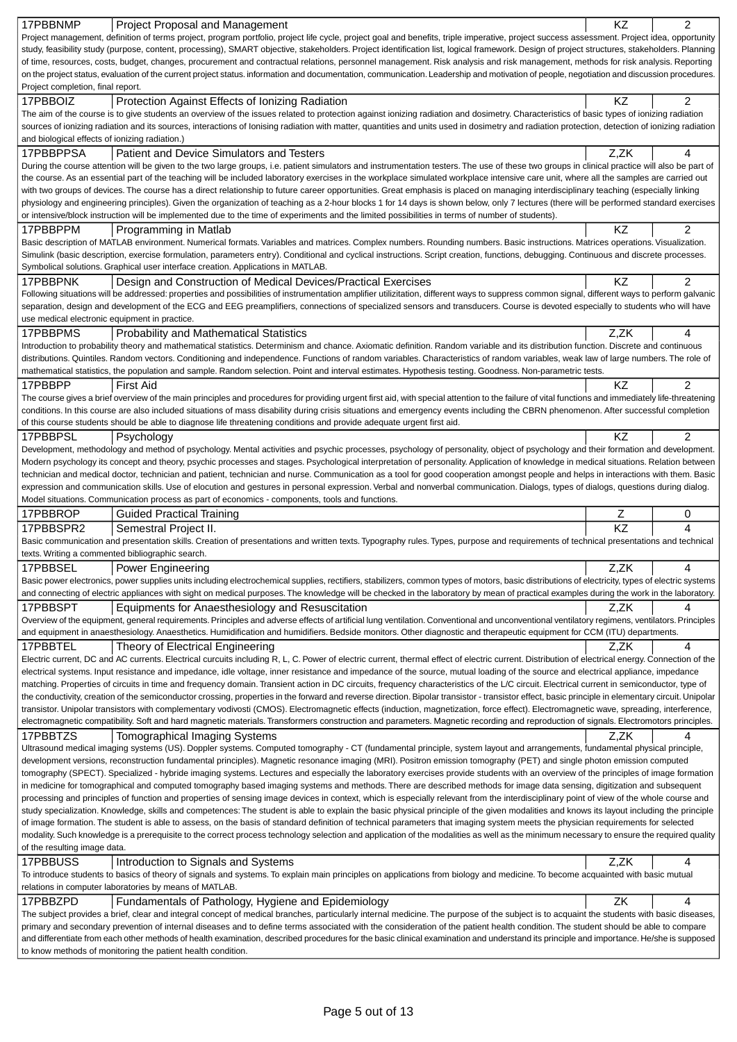| 17PBBNMP | Project Proposal and Management | KZ | 2 |
|---|---|---|---|

Project management, definition of terms project, program portfolio, project life cycle, project goal and benefits, triple imperative, project success assessment. Project idea, opportunity study, feasibility study (purpose, content, processing), SMART objective, stakeholders. Project identification list, logical framework. Design of project structures, stakeholders. Planning of time, resources, costs, budget, changes, procurement and contractual relations, personnel management. Risk analysis and risk management, methods for risk analysis. Reporting on the project status, evaluation of the current project status. information and documentation, communication. Leadership and motivation of people, negotiation and discussion procedures. Project completion, final report.

| 17PBBOIZ | Protection Against Effects of Ionizing Radiation | KZ | 2 |
|---|---|---|---|

The aim of the course is to give students an overview of the issues related to protection against ionizing radiation and dosimetry. Characteristics of basic types of ionizing radiation sources of ionizing radiation and its sources, interactions of Ionising radiation with matter, quantities and units used in dosimetry and radiation protection, detection of ionizing radiation and biological effects of ionizing radiation.)

| 17PBBPPSA | Patient and Device Simulators and Testers | Z,ZK | 4 |
|---|---|---|---|

During the course attention will be given to the two large groups, i.e. patient simulators and instrumentation testers. The use of these two groups in clinical practice will also be part of the course. As an essential part of the teaching will be included laboratory exercises in the workplace simulated workplace intensive care unit, where all the samples are carried out with two groups of devices. The course has a direct relationship to future career opportunities. Great emphasis is placed on managing interdisciplinary teaching (especially linking physiology and engineering principles). Given the organization of teaching as a 2-hour blocks 1 for 14 days is shown below, only 7 lectures (there will be performed standard exercises or intensive/block instruction will be implemented due to the time of experiments and the limited possibilities in terms of number of students).

| 17PBBPPM | Programming in Matlab | KZ | 2 |
|---|---|---|---|

Basic description of MATLAB environment. Numerical formats. Variables and matrices. Complex numbers. Rounding numbers. Basic instructions. Matrices operations. Visualization. Simulink (basic description, exercise formulation, parameters entry). Conditional and cyclical instructions. Script creation, functions, debugging. Continuous and discrete processes. Symbolical solutions. Graphical user interface creation. Applications in MATLAB.

| 17PBBPNK | Design and Construction of Medical Devices/Practical Exercises | KZ | 2 |
|---|---|---|---|

Following situations will be addressed: properties and possibilities of instrumentation amplifier utilizitation, different ways to suppress common signal, different ways to perform galvanic separation, design and development of the ECG and EEG preamplifiers, connections of specialized sensors and transducers. Course is devoted especially to students who will have use medical electronic equipment in practice.

| 17PBBPMS | Probability and Mathematical Statistics | Z,ZK | 4 |
|---|---|---|---|

Introduction to probability theory and mathematical statistics. Determinism and chance. Axiomatic definition. Random variable and its distribution function. Discrete and continuous distributions. Quintiles. Random vectors. Conditioning and independence. Functions of random variables. Characteristics of random variables, weak law of large numbers. The role of mathematical statistics, the population and sample. Random selection. Point and interval estimates. Hypothesis testing. Goodness. Non-parametric tests.

| 17PBBPP | First Aid | KZ | 2 |
|---|---|---|---|

The course gives a brief overview of the main principles and procedures for providing urgent first aid, with special attention to the failure of vital functions and immediately life-threatening conditions. In this course are also included situations of mass disability during crisis situations and emergency events including the CBRN phenomenon. After successful completion of this course students should be able to diagnose life threatening conditions and provide adequate urgent first aid.

| 17PBBPSL | Psychology | KZ | 2 |
|---|---|---|---|

Development, methodology and method of psychology. Mental activities and psychic processes, psychology of personality, object of psychology and their formation and development. Modern psychology its concept and theory, psychic processes and stages. Psychological interpretation of personality. Application of knowledge in medical situations. Relation between technician and medical doctor, technician and patient, technician and nurse. Communication as a tool for good cooperation amongst people and helps in interactions with them. Basic expression and communication skills. Use of elocution and gestures in personal expression. Verbal and nonverbal communication. Dialogs, types of dialogs, questions during dialog. Model situations. Communication process as part of economics - components, tools and functions.

| 17PBBROP | Guided Practical Training | Z | 0 |
|---|---|---|---|
| 17PBBSPR2 | Semestral Project II. | KZ | 4 |

Basic communication and presentation skills. Creation of presentations and written texts. Typography rules. Types, purpose and requirements of technical presentations and technical texts. Writing a commented bibliographic search.

| 17PBBSEL | Power Engineering | Z,ZK | 4 |
|---|---|---|---|

Basic power electronics, power supplies units including electrochemical supplies, rectifiers, stabilizers, common types of motors, basic distributions of electricity, types of electric systems and connecting of electric appliances with sight on medical purposes. The knowledge will be checked in the laboratory by mean of practical examples during the work in the laboratory.

| 17PBBSPT | Equipments for Anaesthesiology and Resuscitation | Z,ZK | 4 |
|---|---|---|---|

Overview of the equipment, general requirements. Principles and adverse effects of artificial lung ventilation. Conventional and unconventional ventilatory regimens, ventilators. Principles and equipment in anaesthesiology. Anaesthetics. Humidification and humidifiers. Bedside monitors. Other diagnostic and therapeutic equipment for CCM (ITU) departments.

| 17PBBTEL | Theory of Electrical Engineering | Z,ZK | 4 |
|---|---|---|---|

Electric current, DC and AC currents. Electrical curcuits including R, L, C. Power of electric current, thermal effect of electric current. Distribution of electrical energy. Connection of the electrical systems. Input resistance and impedance, idle voltage, inner resistance and impedance of the source, mutual loading of the source and electrical appliance, impedance matching. Properties of circuits in time and frequency domain. Transient action in DC circuits, frequency characteristics of the L/C circuit. Electrical current in semiconductor, type of the conductivity, creation of the semiconductor crossing, properties in the forward and reverse direction. Bipolar transistor - transistor effect, basic principle in elementary circuit. Unipolar transistor. Unipolar transistors with complementary vodivosti (CMOS). Electromagnetic effects (induction, magnetization, force effect). Electromagnetic wave, spreading, interference, electromagnetic compatibility. Soft and hard magnetic materials. Transformers construction and parameters. Magnetic recording and reproduction of signals. Electromotors principles.

| 17PBBTZS | Tomographical Imaging Systems | Z,ZK | 4 |
|---|---|---|---|

Ultrasound medical imaging systems (US). Doppler systems. Computed tomography - CT (fundamental principle, system layout and arrangements, fundamental physical principle, development versions, reconstruction fundamental principles). Magnetic resonance imaging (MRI). Positron emission tomography (PET) and single photon emission computed tomography (SPECT). Specialized - hybride imaging systems. Lectures and especially the laboratory exercises provide students with an overview of the principles of image formation in medicine for tomographical and computed tomography based imaging systems and methods. There are described methods for image data sensing, digitization and subsequent processing and principles of function and properties of sensing image devices in context, which is especially relevant from the interdisciplinary point of view of the whole course and study specialization. Knowledge, skills and competences: The student is able to explain the basic physical principle of the given modalities and knows its layout including the principle of image formation. The student is able to assess, on the basis of standard definition of technical parameters that imaging system meets the physician requirements for selected modality. Such knowledge is a prerequisite to the correct process technology selection and application of the modalities as well as the minimum necessary to ensure the required quality of the resulting image data.

| 17PBBUSS | Introduction to Signals and Systems | Z,ZK | 4 |
|---|---|---|---|

To introduce students to basics of theory of signals and systems. To explain main principles on applications from biology and medicine. To become acquainted with basic mutual relations in computer laboratories by means of MATLAB.

| 17PBBZPD | Fundamentals of Pathology, Hygiene and Epidemiology | ZK | 4 |
|---|---|---|---|

The subject provides a brief, clear and integral concept of medical branches, particularly internal medicine. The purpose of the subject is to acquaint the students with basic diseases, primary and secondary prevention of internal diseases and to define terms associated with the consideration of the patient health condition. The student should be able to compare and differentiate from each other methods of health examination, described procedures for the basic clinical examination and understand its principle and importance. He/she is supposed to know methods of monitoring the patient health condition.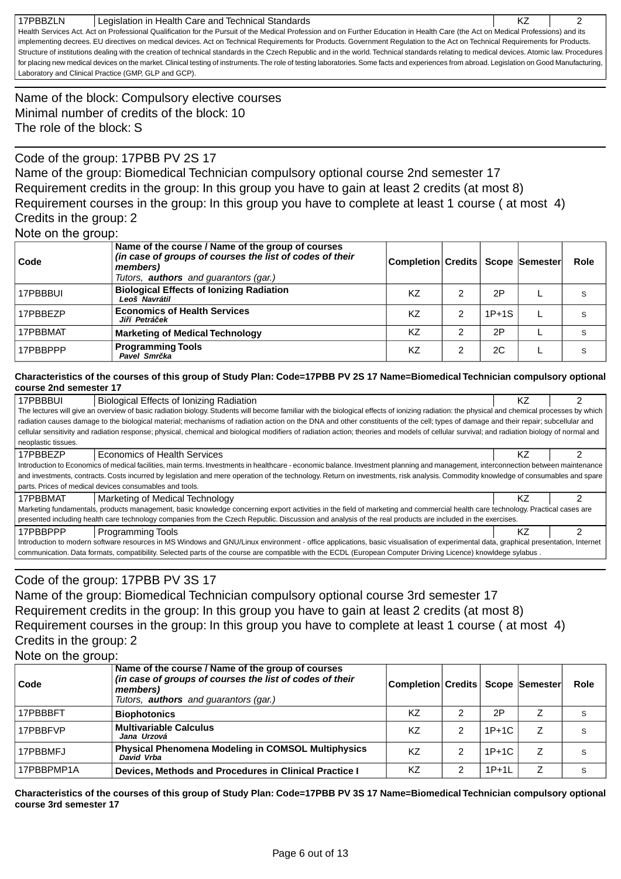| 17PBBZLN | Legislation in Health Care and Technical Standards | KZ | 2 |
|---|---|---|---|
| Health Services Act. Act on Professional Qualification for the Pursuit of the Medical Profession and on Further Education in Health Care (the Act on Medical Professions) and its implementing decrees. EU directives on medical devices. Act on Technical Requirements for Products. Government Regulation to the Act on Technical Requirements for Products. Structure of institutions dealing with the creation of technical standards in the Czech Republic and in the world. Technical standards relating to medical devices. Atomic law. Procedures for placing new medical devices on the market. Clinical testing of instruments. The role of testing laboratories. Some facts and experiences from abroad. Legislation on Good Manufacturing, Laboratory and Clinical Practice (GMP, GLP and GCP). | | | |

Name of the block: Compulsory elective courses
Minimal number of credits of the block: 10
The role of the block: S

Code of the group: 17PBB PV 2S 17
Name of the group: Biomedical Technician compulsory optional course 2nd semester 17
Requirement credits in the group: In this group you have to gain at least 2 credits (at most 8)
Requirement courses in the group: In this group you have to complete at least 1 course ( at most 4)
Credits in the group: 2
Note on the group:

| Code | Name of the course / Name of the group of courses *(in case of groups of courses the list of codes of their members)* *Tutors, **authors** and guarantors (gar.)* | Completion | Credits | Scope | Semester | Role |
|---|---|---|---|---|---|---|
| 17PBBBUI | **Biological Effects of Ionizing Radiation** ***Leoš Navrátil*** | KZ | 2 | 2P | L | S |
| 17PBBEZP | **Economics of Health Services** ***Jiří Petráček*** | KZ | 2 | 1P+1S | L | S |
| 17PBBMAT | **Marketing of Medical Technology** | KZ | 2 | 2P | L | S |
| 17PBBPPP | **Programming Tools** ***Pavel Smrčka*** | KZ | 2 | 2C | L | S |

**Characteristics of the courses of this group of Study Plan: Code=17PBB PV 2S 17 Name=Biomedical Technician compulsory optional course 2nd semester 17**

| 17PBBBUI | Biological Effects of Ionizing Radiation | KZ | 2 |
|---|---|---|---|
| The lectures will give an overview of basic radiation biology. Students will become familiar with the biological effects of ionizing radiation: the physical and chemical processes by which radiation causes damage to the biological material; mechanisms of radiation action on the DNA and other constituents of the cell; types of damage and their repair; subcellular and cellular sensitivity and radiation response; physical, chemical and biological modifiers of radiation action; theories and models of cellular survival; and radiation biology of normal and neoplastic tissues. | | | |
| 17PBBEZP | Economics of Health Services | KZ | 2 |
| Introduction to Economics of medical facilities, main terms. Investments in healthcare - economic balance. Investment planning and management, interconnection between maintenance and investments, contracts. Costs incurred by legislation and mere operation of the technology. Return on investments, risk analysis. Commodity knowledge of consumables and spare parts. Prices of medical devices consumables and tools. | | | |
| 17PBBMAT | Marketing of Medical Technology | KZ | 2 |
| Marketing fundamentals, products management, basic knowledge concerning export activities in the field of marketing and commercial health care technology. Practical cases are presented including health care technology companies from the Czech Republic. Discussion and analysis of the real products are included in the exercises. | | | |
| 17PBBPPP | Programming Tools | KZ | 2 |
| Introduction to modern software resources in MS Windows and GNU/Linux environment - office applications, basic visualisation of experimental data, graphical presentation, Internet communication. Data formats, compatibility. Selected parts of the course are compatible with the ECDL (European Computer Driving Licence) knowldege sylabus . | | | |

Code of the group: 17PBB PV 3S 17
Name of the group: Biomedical Technician compulsory optional course 3rd semester 17
Requirement credits in the group: In this group you have to gain at least 2 credits (at most 8)
Requirement courses in the group: In this group you have to complete at least 1 course ( at most 4)
Credits in the group: 2
Note on the group:

| Code | Name of the course / Name of the group of courses *(in case of groups of courses the list of codes of their members)* *Tutors, **authors** and guarantors (gar.)* | Completion | Credits | Scope | Semester | Role |
|---|---|---|---|---|---|---|
| 17PBBBFT | **Biophotonics** | KZ | 2 | 2P | Z | S |
| 17PBBFVP | **Multivariable Calculus** ***Jana Urzová*** | KZ | 2 | 1P+1C | Z | S |
| 17PBBMFJ | **Physical Phenomena Modeling in COMSOL Multiphysics** ***David Vrba*** | KZ | 2 | 1P+1C | Z | S |
| 17PBBPMP1A | **Devices, Methods and Procedures in Clinical Practice I** | KZ | 2 | 1P+1L | Z | S |

**Characteristics of the courses of this group of Study Plan: Code=17PBB PV 3S 17 Name=Biomedical Technician compulsory optional course 3rd semester 17**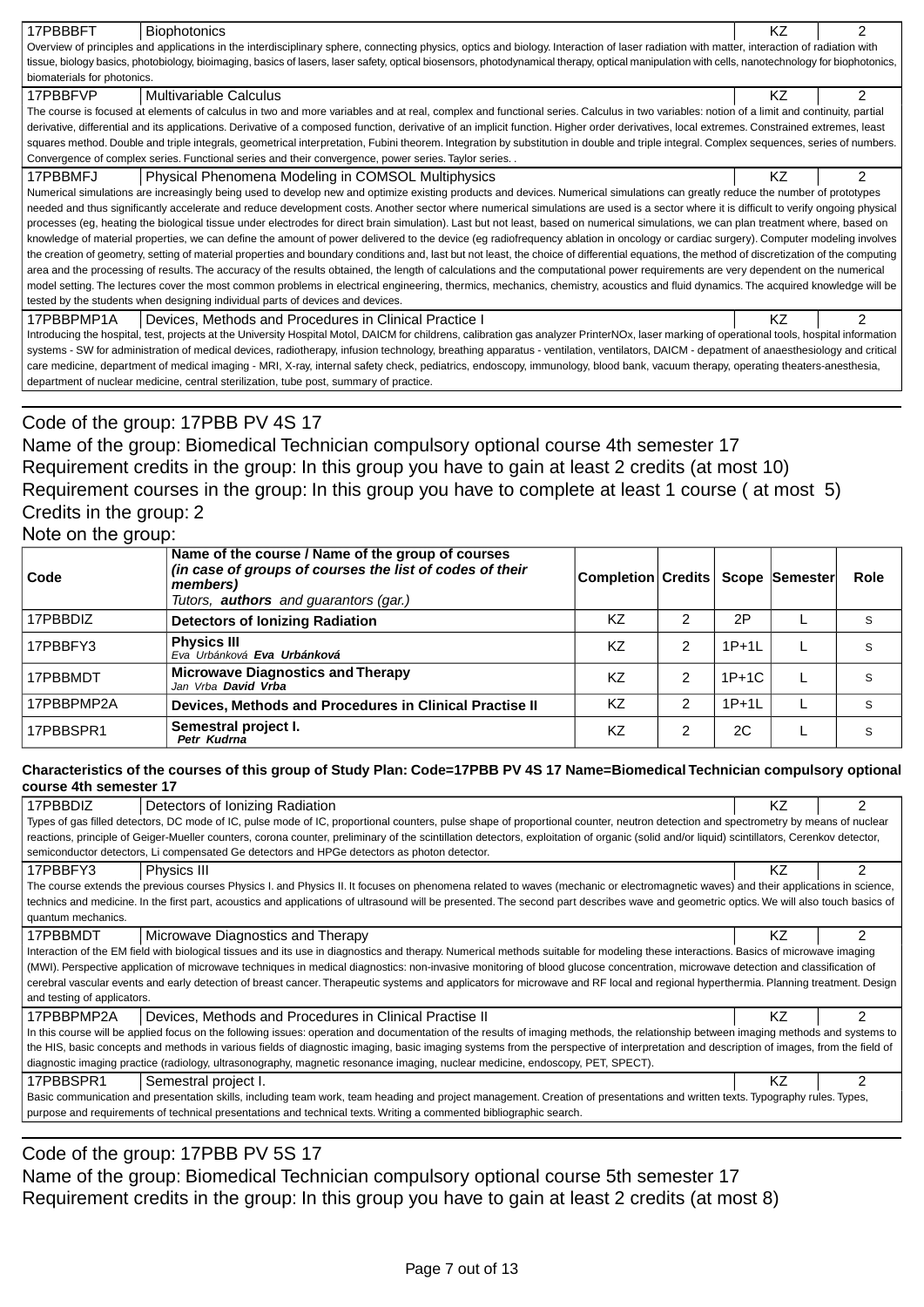| 17PBBBFT | Biophotonics | KZ | 2 |
|---|---|---|---|

Overview of principles and applications in the interdisciplinary sphere, connecting physics, optics and biology. Interaction of laser radiation with matter, interaction of radiation with tissue, biology basics, photobiology, bioimaging, basics of lasers, laser safety, optical biosensors, photodynamical therapy, optical manipulation with cells, nanotechnology for biophotonics, biomaterials for photonics.

| 17PBBFVP | Multivariable Calculus | KZ | 2 |
|---|---|---|---|

The course is focused at elements of calculus in two and more variables and at real, complex and functional series. Calculus in two variables: notion of a limit and continuity, partial derivative, differential and its applications. Derivative of a composed function, derivative of an implicit function. Higher order derivatives, local extremes. Constrained extremes, least squares method. Double and triple integrals, geometrical interpretation, Fubini theorem. Integration by substitution in double and triple integral. Complex sequences, series of numbers. Convergence of complex series. Functional series and their convergence, power series. Taylor series. .

| 17PBBMFJ | Physical Phenomena Modeling in COMSOL Multiphysics | KZ | 2 |
|---|---|---|---|

Numerical simulations are increasingly being used to develop new and optimize existing products and devices. Numerical simulations can greatly reduce the number of prototypes needed and thus significantly accelerate and reduce development costs. Another sector where numerical simulations are used is a sector where it is difficult to verify ongoing physical processes (eg, heating the biological tissue under electrodes for direct brain simulation). Last but not least, based on numerical simulations, we can plan treatment where, based on knowledge of material properties, we can define the amount of power delivered to the device (eg radiofrequency ablation in oncology or cardiac surgery). Computer modeling involves the creation of geometry, setting of material properties and boundary conditions and, last but not least, the choice of differential equations, the method of discretization of the computing area and the processing of results. The accuracy of the results obtained, the length of calculations and the computational power requirements are very dependent on the numerical model setting. The lectures cover the most common problems in electrical engineering, thermics, mechanics, chemistry, acoustics and fluid dynamics. The acquired knowledge will be tested by the students when designing individual parts of devices and devices.

| 17PBBPMP1A | Devices, Methods and Procedures in Clinical Practice I | KZ | 2 |
|---|---|---|---|

Introducing the hospital, test, projects at the University Hospital Motol, DAICM for childrens, calibration gas analyzer PrinterNOx, laser marking of operational tools, hospital information systems - SW for administration of medical devices, radiotherapy, infusion technology, breathing apparatus - ventilation, ventilators, DAICM - depatment of anaesthesiology and critical care medicine, department of medical imaging - MRI, X-ray, internal safety check, pediatrics, endoscopy, immunology, blood bank, vacuum therapy, operating theaters-anesthesia, department of nuclear medicine, central sterilization, tube post, summary of practice.

Code of the group: 17PBB PV 4S 17
Name of the group: Biomedical Technician compulsory optional course 4th semester 17
Requirement credits in the group: In this group you have to gain at least 2 credits (at most 10)
Requirement courses in the group: In this group you have to complete at least 1 course ( at most 5)
Credits in the group: 2
Note on the group:

| Code | Name of the course / Name of the group of courses *(in case of groups of courses the list of codes of their members)* Tutors, ***authors*** and guarantors (gar.) | Completion | Credits | Scope | Semester | Role |
|---|---|---|---|---|---|---|
| 17PBBDIZ | **Detectors of Ionizing Radiation** | KZ | 2 | 2P | L | S |
| 17PBBFY3 | **Physics III** *Eva Urbánková* ***Eva Urbánková*** | KZ | 2 | 1P+1L | L | S |
| 17PBBMDT | **Microwave Diagnostics and Therapy** *Jan Vrba* ***David Vrba*** | KZ | 2 | 1P+1C | L | S |
| 17PBBPMP2A | **Devices, Methods and Procedures in Clinical Practise II** | KZ | 2 | 1P+1L | L | S |
| 17PBBSPR1 | **Semestral project I.** ***Petr Kudrna*** | KZ | 2 | 2C | L | S |

**Characteristics of the courses of this group of Study Plan: Code=17PBB PV 4S 17 Name=Biomedical Technician compulsory optional course 4th semester 17**

| 17PBBDIZ | Detectors of Ionizing Radiation | KZ | 2 |
|---|---|---|---|

Types of gas filled detectors, DC mode of IC, pulse mode of IC, proportional counters, pulse shape of proportional counter, neutron detection and spectrometry by means of nuclear reactions, principle of Geiger-Mueller counters, corona counter, preliminary of the scintillation detectors, exploitation of organic (solid and/or liquid) scintillators, Cerenkov detector, semiconductor detectors, Li compensated Ge detectors and HPGe detectors as photon detector.

| 17PBBFY3 | Physics III | KZ | 2 |
|---|---|---|---|

The course extends the previous courses Physics I. and Physics II. It focuses on phenomena related to waves (mechanic or electromagnetic waves) and their applications in science, technics and medicine. In the first part, acoustics and applications of ultrasound will be presented. The second part describes wave and geometric optics. We will also touch basics of quantum mechanics.

| 17PBBMDT | Microwave Diagnostics and Therapy | KZ | 2 |
|---|---|---|---|

Interaction of the EM field with biological tissues and its use in diagnostics and therapy. Numerical methods suitable for modeling these interactions. Basics of microwave imaging (MWI). Perspective application of microwave techniques in medical diagnostics: non-invasive monitoring of blood glucose concentration, microwave detection and classification of cerebral vascular events and early detection of breast cancer. Therapeutic systems and applicators for microwave and RF local and regional hyperthermia. Planning treatment. Design and testing of applicators.

| 17PBBPMP2A | Devices, Methods and Procedures in Clinical Practise II | KZ | 2 |
|---|---|---|---|

In this course will be applied focus on the following issues: operation and documentation of the results of imaging methods, the relationship between imaging methods and systems to the HIS, basic concepts and methods in various fields of diagnostic imaging, basic imaging systems from the perspective of interpretation and description of images, from the field of diagnostic imaging practice (radiology, ultrasonography, magnetic resonance imaging, nuclear medicine, endoscopy, PET, SPECT).

| 17PBBSPR1 | Semestral project I. | KZ | 2 |
|---|---|---|---|

Basic communication and presentation skills, including team work, team heading and project management. Creation of presentations and written texts. Typography rules. Types, purpose and requirements of technical presentations and technical texts. Writing a commented bibliographic search.

Code of the group: 17PBB PV 5S 17
Name of the group: Biomedical Technician compulsory optional course 5th semester 17
Requirement credits in the group: In this group you have to gain at least 2 credits (at most 8)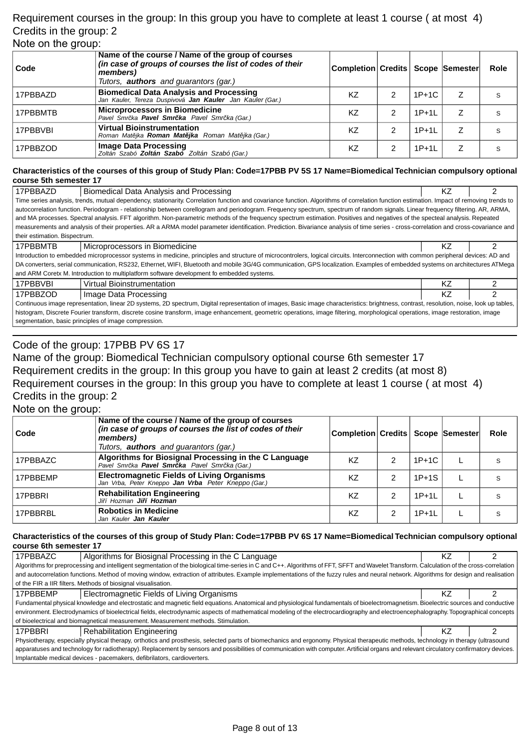Requirement courses in the group: In this group you have to complete at least 1 course ( at most 4)
Credits in the group: 2
Note on the group:

| Code | Name of the course / Name of the group of courses *(in case of groups of courses the list of codes of their members)* Tutors, **authors** and guarantors (gar.) | Completion | Credits | Scope | Semester | Role |
|---|---|---|---|---|---|---|
| 17PBBAZD | **Biomedical Data Analysis and Processing** *Jan Kauler, Tereza Duspivová* ***Jan Kauler*** *Jan Kauler (Gar.)* | KZ | 2 | 1P+1C | Z | S |
| 17PBBMTB | **Microprocessors in Biomedicine** *Pavel Smrčka* ***Pavel Smrčka*** *Pavel Smrčka (Gar.)* | KZ | 2 | 1P+1L | Z | S |
| 17PBBVBI | **Virtual Bioinstrumentation** *Roman Matějka* ***Roman Matějka*** *Roman Matějka (Gar.)* | KZ | 2 | 1P+1L | Z | S |
| 17PBBZOD | **Image Data Processing** *Zoltán Szabó* ***Zoltán Szabó*** *Zoltán Szabó (Gar.)* | KZ | 2 | 1P+1L | Z | S |

**Characteristics of the courses of this group of Study Plan: Code=17PBB PV 5S 17 Name=Biomedical Technician compulsory optional course 5th semester 17**

| 17PBBAZD | Biomedical Data Analysis and Processing | KZ | 2 |
|---|---|---|---|

Time series analysis, trends, mutual dependency, stationarity. Correlation function and covariance function. Algorithms of correlation function estimation. Impact of removing trends to autocorrelation function. Periodogram - relationship between corellogram and periodogram. Frequency spectrum, spectrum of random signals. Linear frequency filtering. AR, ARMA, and MA processes. Spectral analysis. FFT algorithm. Non-parametric methods of the frequency spectrum estimation. Positives and negatives of the specteal analysis. Repeated measurements and analysis of their properties. AR a ARMA model parameter identification. Prediction. Bivariance analysis of time series - cross-correlation and cross-covariance and their estimation. Bispectrum.

| 17PBBMTB | Microprocessors in Biomedicine | KZ | 2 |
|---|---|---|---|

Introduction to embedded microprocessor systems in medicine, principles and structure of microcontrolers, logical circuits. Interconnection with common peripheral devices: AD and DA converters, serial communication, RS232, Ethernet, WIFI, Bluetooth and mobile 3G/4G communication, GPS localization. Examples of embedded systems on architectures ATMega and ARM Coretx M. Introduction to multiplatform software development fo embedded systems.

| 17PBBVBI | Virtual Bioinstrumentation | KZ | 2 |
|---|---|---|---|
| 17PBBZOD | Image Data Processing | KZ | 2 |

Continuous image representation, linear 2D systems, 2D spectrum, Digital representation of images, Basic image characteristics: brightness, contrast, resolution, noise, look up tables, histogram, Discrete Fourier transform, discrete cosine transform, image enhancement, geometric operations, image filtering, morphological operations, image restoration, image segmentation, basic principles of image compression.

---

Code of the group: 17PBB PV 6S 17
Name of the group: Biomedical Technician compulsory optional course 6th semester 17
Requirement credits in the group: In this group you have to gain at least 2 credits (at most 8)
Requirement courses in the group: In this group you have to complete at least 1 course ( at most 4)
Credits in the group: 2
Note on the group:

| Code | Name of the course / Name of the group of courses *(in case of groups of courses the list of codes of their members)* Tutors, **authors** and guarantors (gar.) | Completion | Credits | Scope | Semester | Role |
|---|---|---|---|---|---|---|
| 17PBBAZC | **Algorithms for Biosignal Processing in the C Language** *Pavel Smrčka* ***Pavel Smrčka*** *Pavel Smrčka (Gar.)* | KZ | 2 | 1P+1C | L | S |
| 17PBBEMP | **Electromagnetic Fields of Living Organisms** *Jan Vrba, Peter Kneppo* ***Jan Vrba*** *Peter Kneppo (Gar.)* | KZ | 2 | 1P+1S | L | S |
| 17PBBRI | **Rehabilitation Engineering** *Jiří Hozman* ***Jiří Hozman*** | KZ | 2 | 1P+1L | L | S |
| 17PBBRBL | **Robotics in Medicine** *Jan Kauler* ***Jan Kauler*** | KZ | 2 | 1P+1L | L | S |

**Characteristics of the courses of this group of Study Plan: Code=17PBB PV 6S 17 Name=Biomedical Technician compulsory optional course 6th semester 17**

| 17PBBAZC | Algorithms for Biosignal Processing in the C Language | KZ | 2 |
|---|---|---|---|

Algorithms for preprocessing and intelligent segmentation of the biological time-series in C and C++. Algorithms of FFT, SFFT and Wavelet Transform. Calculation of the cross-correlation and autocorrelation functions. Method of moving window, extraction of attributes. Example implementations of the fuzzy rules and neural network. Algorithms for design and realisation of the FIR a IIR filters. Methods of biosignal visualisation.

| 17PBBEMP | Electromagnetic Fields of Living Organisms | KZ | 2 |
|---|---|---|---|

Fundamental physical knowledge and electrostatic and magnetic field equations. Anatomical and physiological fundamentals of bioelectromagnetism. Bioelectric sources and conductive environment. Electrodynamics of bioelectrical fields, electrodynamic aspects of mathematical modeling of the electrocardiography and electroencephalography. Topographical concepts of bioelectrical and biomagnetical measurement. Measurement methods. Stimulation.

| 17PBBRI | Rehabilitation Engineering | KZ | 2 |
|---|---|---|---|

Physiotherapy, especially physical therapy, orthotics and prosthesis, selected parts of biomechanics and ergonomy. Physical therapeutic methods, technology in therapy (ultrasound apparatuses and technology for radiotherapy). Replacement by sensors and possibilities of communication with computer. Artificial organs and relevant circulatory confirmatory devices. Implantable medical devices - pacemakers, defibrilators, cardioverters.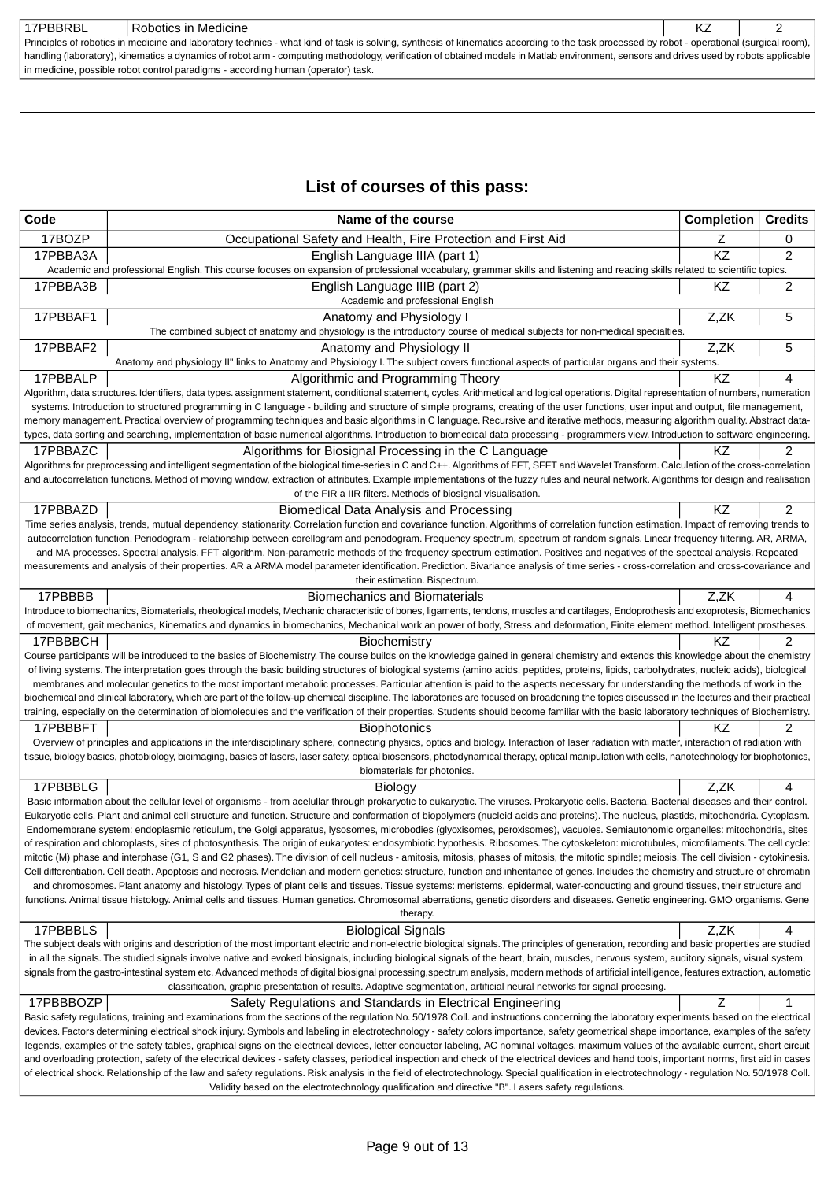| 17PBBRBL | Robotics in Medicine | KZ | 2 |
|---|---|---|---|
| Principles of robotics in medicine and laboratory technics - what kind of task is solving, synthesis of kinematics according to the task processed by robot - operational (surgical room), handling (laboratory), kinematics a dynamics of robot arm - computing methodology, verification of obtained models in Matlab environment, sensors and drives used by robots applicable in medicine, possible robot control paradigms - according human (operator) task. | | | |

## List of courses of this pass:

| Code | Name of the course | Completion | Credits |
|---|---|---|---|
| 17BOZP | Occupational Safety and Health, Fire Protection and First Aid | Z | 0 |
| 17PBBA3A | English Language IIIA (part 1) | KZ | 2 |
| | Academic and professional English. This course focuses on expansion of professional vocabulary, grammar skills and listening and reading skills related to scientific topics. | | |
| 17PBBA3B | English Language IIIB (part 2) | KZ | 2 |
| | Academic and professional English | | |
| 17PBBAF1 | Anatomy and Physiology I | Z,ZK | 5 |
| | The combined subject of anatomy and physiology is the introductory course of medical subjects for non-medical specialties. | | |
| 17PBBAF2 | Anatomy and Physiology II | Z,ZK | 5 |
| | Anatomy and physiology II" links to Anatomy and Physiology I. The subject covers functional aspects of particular organs and their systems. | | |
| 17PBBALP | Algorithmic and Programming Theory | KZ | 4 |
| | Algorithm, data structures. Identifiers, data types. assignment statement, conditional statement, cycles. Arithmetical and logical operations. Digital representation of numbers, numeration systems. Introduction to structured programming in C language - building and structure of simple programs, creating of the user functions, user input and output, file management, memory management. Practical overview of programming techniques and basic algorithms in C language. Recursive and iterative methods, measuring algorithm quality. Abstract data-types, data sorting and searching, implementation of basic numerical algorithms. Introduction to biomedical data processing - programmers view. Introduction to software engineering. | | |
| 17PBBAZC | Algorithms for Biosignal Processing in the C Language | KZ | 2 |
| | Algorithms for preprocessing and intelligent segmentation of the biological time-series in C and C++. Algorithms of FFT, SFFT and Wavelet Transform. Calculation of the cross-correlation and autocorrelation functions. Method of moving window, extraction of attributes. Example implementations of the fuzzy rules and neural network. Algorithms for design and realisation of the FIR a IIR filters. Methods of biosignal visualisation. | | |
| 17PBBAZD | Biomedical Data Analysis and Processing | KZ | 2 |
| | Time series analysis, trends, mutual dependency, stationarity. Correlation function and covariance function. Algorithms of correlation function estimation. Impact of removing trends to autocorrelation function. Periodogram - relationship between corellogram and periodogram. Frequency spectrum, spectrum of random signals. Linear frequency filtering. AR, ARMA, and MA processes. Spectral analysis. FFT algorithm. Non-parametric methods of the frequency spectrum estimation. Positives and negatives of the specteal analysis. Repeated measurements and analysis of their properties. AR a ARMA model parameter identification. Prediction. Bivariance analysis of time series - cross-correlation and cross-covariance and their estimation. Bispectrum. | | |
| 17PBBBB | Biomechanics and Biomaterials | Z,ZK | 4 |
| | Introduce to biomechanics, Biomaterials, rheological models, Mechanic characteristic of bones, ligaments, tendons, muscles and cartilages, Endoprothesis and exoprotesis, Biomechanics of movement, gait mechanics, Kinematics and dynamics in biomechanics, Mechanical work an power of body, Stress and deformation, Finite element method. Intelligent prostheses. | | |
| 17PBBBCH | Biochemistry | KZ | 2 |
| | Course participants will be introduced to the basics of Biochemistry. The course builds on the knowledge gained in general chemistry and extends this knowledge about the chemistry of living systems. The interpretation goes through the basic building structures of biological systems (amino acids, peptides, proteins, lipids, carbohydrates, nucleic acids), biological membranes and molecular genetics to the most important metabolic processes. Particular attention is paid to the aspects necessary for understanding the methods of work in the biochemical and clinical laboratory, which are part of the follow-up chemical discipline. The laboratories are focused on broadening the topics discussed in the lectures and their practical training, especially on the determination of biomolecules and the verification of their properties. Students should become familiar with the basic laboratory techniques of Biochemistry. | | |
| 17PBBBFT | Biophotonics | KZ | 2 |
| | Overview of principles and applications in the interdisciplinary sphere, connecting physics, optics and biology. Interaction of laser radiation with matter, interaction of radiation with tissue, biology basics, photobiology, bioimaging, basics of lasers, laser safety, optical biosensors, photodynamical therapy, optical manipulation with cells, nanotechnology for biophotonics, biomaterials for photonics. | | |
| 17PBBBLG | Biology | Z,ZK | 4 |
| | Basic information about the cellular level of organisms - from acelullar through prokaryotic to eukaryotic. The viruses. Prokaryotic cells. Bacteria. Bacterial diseases and their control. Eukaryotic cells. Plant and animal cell structure and function. Structure and conformation of biopolymers (nucleid acids and proteins). The nucleus, plastids, mitochondria. Cytoplasm. Endomembrane system: endoplasmic reticulum, the Golgi apparatus, lysosomes, microbodies (glyoxisomes, peroxisomes), vacuoles. Semiautonomic organelles: mitochondria, sites of respiration and chloroplasts, sites of photosynthesis. The origin of eukaryotes: endosymbiotic hypothesis. Ribosomes. The cytoskeleton: microtubules, microfilaments. The cell cycle: mitotic (M) phase and interphase (G1, S and G2 phases). The division of cell nucleus - amitosis, mitosis, phases of mitosis, the mitotic spindle; meiosis. The cell division - cytokinesis. Cell differentiation. Cell death. Apoptosis and necrosis. Mendelian and modern genetics: structure, function and inheritance of genes. Includes the chemistry and structure of chromatin and chromosomes. Plant anatomy and histology. Types of plant cells and tissues. Tissue systems: meristems, epidermal, water-conducting and ground tissues, their structure and functions. Animal tissue histology. Animal cells and tissues. Human genetics. Chromosomal aberrations, genetic disorders and diseases. Genetic engineering. GMO organisms. Gene therapy. | | |
| 17PBBBLS | Biological Signals | Z,ZK | 4 |
| | The subject deals with origins and description of the most important electric and non-electric biological signals. The principles of generation, recording and basic properties are studied in all the signals. The studied signals involve native and evoked biosignals, including biological signals of the heart, brain, muscles, nervous system, auditory signals, visual system, signals from the gastro-intestinal system etc. Advanced methods of digital biosignal processing,spectrum analysis, modern methods of artificial intelligence, features extraction, automatic classification, graphic presentation of results. Adaptive segmentation, artificial neural networks for signal procesing. | | |
| 17PBBBOZP | Safety Regulations and Standards in Electrical Engineering | Z | 1 |
| | Basic safety regulations, training and examinations from the sections of the regulation No. 50/1978 Coll. and instructions concerning the laboratory experiments based on the electrical devices. Factors determining electrical shock injury. Symbols and labeling in electrotechnology - safety colors importance, safety geometrical shape importance, examples of the safety legends, examples of the safety tables, graphical signs on the electrical devices, letter conductor labeling, AC nominal voltages, maximum values of the available current, short circuit and overloading protection, safety of the electrical devices - safety classes, periodical inspection and check of the electrical devices and hand tools, important norms, first aid in cases of electrical shock. Relationship of the law and safety regulations. Risk analysis in the field of electrotechnology. Special qualification in electrotechnology - regulation No. 50/1978 Coll. Validity based on the electrotechnology qualification and directive "B". Lasers safety regulations. | | |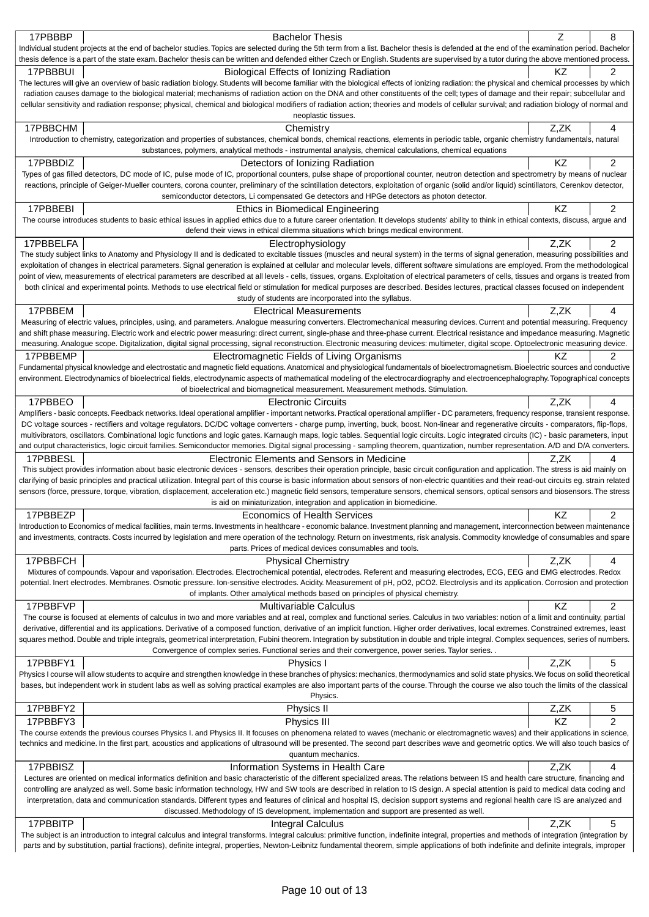| Code | Title | Completion | Credits |
|---|---|---|---|
| 17PBBBP | Bachelor Thesis | Z | 8 |
| Individual student projects at the end of bachelor studies. Topics are selected during the 5th term from a list. Bachelor thesis is defended at the end of the examination period. Bachelor thesis defence is a part of the state exam. Bachelor thesis can be written and defended either Czech or English. Students are supervised by a tutor during the above mentioned process. | | | |
| 17PBBBUI | Biological Effects of Ionizing Radiation | KZ | 2 |
| The lectures will give an overview of basic radiation biology. Students will become familiar with the biological effects of ionizing radiation: the physical and chemical processes by which radiation causes damage to the biological material; mechanisms of radiation action on the DNA and other constituents of the cell; types of damage and their repair; subcellular and cellular sensitivity and radiation response; physical, chemical and biological modifiers of radiation action; theories and models of cellular survival; and radiation biology of normal and neoplastic tissues. | | | |
| 17PBBCHM | Chemistry | Z,ZK | 4 |
| Introduction to chemistry, categorization and properties of substances, chemical bonds, chemical reactions, elements in periodic table, organic chemistry fundamentals, natural substances, polymers, analytical methods - instrumental analysis, chemical calculations, chemical equations | | | |
| 17PBBDIZ | Detectors of Ionizing Radiation | KZ | 2 |
| Types of gas filled detectors, DC mode of IC, pulse mode of IC, proportional counters, pulse shape of proportional counter, neutron detection and spectrometry by means of nuclear reactions, principle of Geiger-Mueller counters, corona counter, preliminary of the scintillation detectors, exploitation of organic (solid and/or liquid) scintillators, Cerenkov detector, semiconductor detectors, Li compensated Ge detectors and HPGe detectors as photon detector. | | | |
| 17PBBEBI | Ethics in Biomedical Engineering | KZ | 2 |
| The course introduces students to basic ethical issues in applied ethics due to a future career orientation. It develops students' ability to think in ethical contexts, discuss, argue and defend their views in ethical dilemma situations which brings medical environment. | | | |
| 17PBBELFA | Electrophysiology | Z,ZK | 2 |
| The study subject links to Anatomy and Physiology II and is dedicated to excitable tissues (muscles and neural system) in the terms of signal generation, measuring possibilities and exploitation of changes in electrical parameters. Signal generation is explained at cellular and molecular levels, different software simulations are employed. From the methodological point of view, measurements of electrical parameters are described at all levels - cells, tissues, organs. Exploitation of electrical parameters of cells, tissues and organs is treated from both clinical and experimental points. Methods to use electrical field or stimulation for medical purposes are described. Besides lectures, practical classes focused on independent study of students are incorporated into the syllabus. | | | |
| 17PBBEM | Electrical Measurements | Z,ZK | 4 |
| Measuring of electric values, principles, using, and parameters. Analogue measuring converters. Electromechanical measuring devices. Current and potential measuring. Frequency and shift phase measuring. Electric work and electric power measuring: direct current, single-phase and three-phase current. Electrical resistance and impedance measuring. Magnetic measuring. Analogue scope. Digitalization, digital signal processing, signal reconstruction. Electronic measuring devices: multimeter, digital scope. Optoelectronic measuring device. | | | |
| 17PBBEMP | Electromagnetic Fields of Living Organisms | KZ | 2 |
| Fundamental physical knowledge and electrostatic and magnetic field equations. Anatomical and physiological fundamentals of bioelectromagnetism. Bioelectric sources and conductive environment. Electrodynamics of bioelectrical fields, electrodynamic aspects of mathematical modeling of the electrocardiography and electroencephalography. Topographical concepts of bioelectrical and biomagnetical measurement. Measurement methods. Stimulation. | | | |
| 17PBBEO | Electronic Circuits | Z,ZK | 4 |
| Amplifiers - basic concepts. Feedback networks. Ideal operational amplifier - important networks. Practical operational amplifier - DC parameters, frequency response, transient response. DC voltage sources - rectifiers and voltage regulators. DC/DC voltage converters - charge pump, inverting, buck, boost. Non-linear and regenerative circuits - comparators, flip-flops, multivibrators, oscillators. Combinational logic functions and logic gates. Karnaugh maps, logic tables. Sequential logic circuits. Logic integrated circuits (IC) - basic parameters, input and output characteristics, logic circuit families. Semiconductor memories. Digital signal processing - sampling theorem, quantization, number representation. A/D and D/A converters. | | | |
| 17PBBESL | Electronic Elements and Sensors in Medicine | Z,ZK | 4 |
| This subject provides information about basic electronic devices - sensors, describes their operation principle, basic circuit configuration and application. The stress is aid mainly on clarifying of basic principles and practical utilization. Integral part of this course is basic information about sensors of non-electric quantities and their read-out circuits eg. strain related sensors (force, pressure, torque, vibration, displacement, acceleration etc.) magnetic field sensors, temperature sensors, chemical sensors, optical sensors and biosensors. The stress is aid on miniaturization, integration and application in biomedicine. | | | |
| 17PBBEZP | Economics of Health Services | KZ | 2 |
| Introduction to Economics of medical facilities, main terms. Investments in healthcare - economic balance. Investment planning and management, interconnection between maintenance and investments, contracts. Costs incurred by legislation and mere operation of the technology. Return on investments, risk analysis. Commodity knowledge of consumables and spare parts. Prices of medical devices consumables and tools. | | | |
| 17PBBFCH | Physical Chemistry | Z,ZK | 4 |
| Mixtures of compounds. Vapour and vaporisation. Electrodes. Electrochemical potential, electrodes. Referent and measuring electrodes, ECG, EEG and EMG electrodes. Redox potential. Inert electrodes. Membranes. Osmotic pressure. Ion-sensitive electrodes. Acidity. Measurement of pH, $pO_2$, $pCO_2$. Electrolysis and its application. Corrosion and protection of implants. Other amalytical methods based on principles of physical chemistry. | | | |
| 17PBBFVP | Multivariable Calculus | KZ | 2 |
| The course is focused at elements of calculus in two and more variables and at real, complex and functional series. Calculus in two variables: notion of a limit and continuity, partial derivative, differential and its applications. Derivative of a composed function, derivative of an implicit function. Higher order derivatives, local extremes. Constrained extremes, least squares method. Double and triple integrals, geometrical interpretation, Fubini theorem. Integration by substitution in double and triple integral. Complex sequences, series of numbers. Convergence of complex series. Functional series and their convergence, power series. Taylor series. . | | | |
| 17PBBFY1 | Physics I | Z,ZK | 5 |
| Physics I course will allow students to acquire and strengthen knowledge in these branches of physics: mechanics, thermodynamics and solid state physics. We focus on solid theoretical bases, but independent work in student labs as well as solving practical examples are also important parts of the course. Through the course we also touch the limits of the classical Physics. | | | |
| 17PBBFY2 | Physics II | Z,ZK | 5 |
| 17PBBFY3 | Physics III | KZ | 2 |
| The course extends the previous courses Physics I. and Physics II. It focuses on phenomena related to waves (mechanic or electromagnetic waves) and their applications in science, technics and medicine. In the first part, acoustics and applications of ultrasound will be presented. The second part describes wave and geometric optics. We will also touch basics of quantum mechanics. | | | |
| 17PBBISZ | Information Systems in Health Care | Z,ZK | 4 |
| Lectures are oriented on medical informatics definition and basic characteristic of the different specialized areas. The relations between IS and health care structure, financing and controlling are analyzed as well. Some basic information technology, HW and SW tools are described in relation to IS design. A special attention is paid to medical data coding and interpretation, data and communication standards. Different types and features of clinical and hospital IS, decision support systems and regional health care IS are analyzed and discussed. Methodology of IS development, implementation and support are presented as well. | | | |
| 17PBBITP | Integral Calculus | Z,ZK | 5 |
| The subject is an introduction to integral calculus and integral transforms. Integral calculus: primitive function, indefinite integral, properties and methods of integration (integration by parts and by substitution, partial fractions), definite integral, properties, Newton-Leibnitz fundamental theorem, simple applications of both indefinite and definite integrals, improper | | | |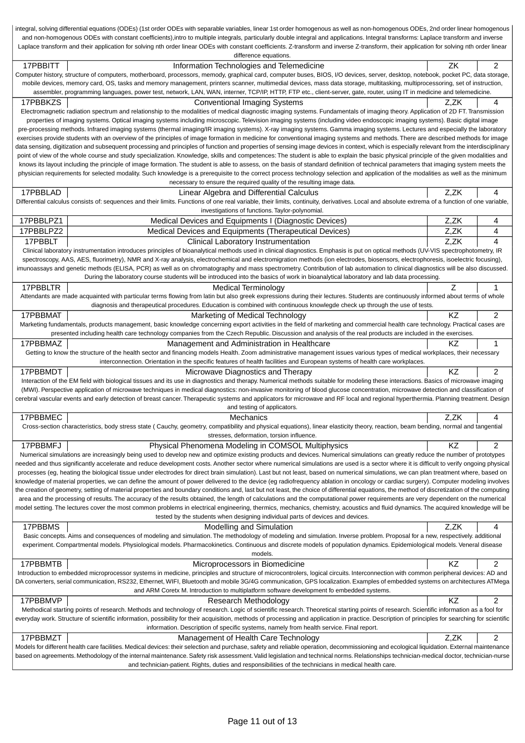integral, solving differential equations (ODEs) (1st order ODEs with separable variables, linear 1st order homogenous as well as non-homogenous ODEs, 2nd order linear homogenous and non-homogenous ODEs with constant coefficients),intro to multiple integrals, particularly double integral and applications. Integral transforms: Laplace transform and inverse Laplace transform and their application for solving nth order linear ODEs with constant coefficients. Z-transform and inverse Z-transform, their application for solving nth order linear difference equations.

| Code | Name | Completion | Credits |
|---|---|---|---|
| 17PBBITT | Information Technologies and Telemedicine | ZK | 2 |

Computer history, structure of computers, motherboard, processors, memody, graphical card, computer buses, BIOS, I/O devices, server, desktop, notebook, pocket PC, data storage, mobile devices, memory card, OS, tasks and memory management, printers scanner, multimedial devices, mass data storage, multitasking, multiprocessoring, set of instruction, assembler, programming languages, power test, network, LAN, WAN, interner, TCP/IP, HTTP, FTP etc., client-server, gate, router, using IT in medicine and telemedicine.

| Code | Name | Completion | Credits |
|---|---|---|---|
| 17PBBKZS | Conventional Imaging Systems | Z,ZK | 4 |

Electromagnetic radiation spectrum and relationship to the modalities of medical diagnostic imaging systems. Fundamentals of imaging theory. Application of 2D FT. Transmission properties of imaging systems. Optical imaging systems including microscopic. Television imaging systems (including video endoscopic imaging systems). Basic digital image pre-processing methods. Infrared imaging systems (thermal imaging/IR imaging systems). X-ray imaging systems. Gamma imaging systems. Lectures and especially the laboratory exercises provide students with an overview of the principles of image formation in medicine for conventional imaging systems and methods. There are described methods for image data sensing, digitization and subsequent processing and principles of function and properties of sensing image devices in context, which is especially relevant from the interdisciplinary point of view of the whole course and study specialization. Knowledge, skills and competences: The student is able to explain the basic physical principle of the given modalities and knows its layout including the principle of image formation. The student is able to assess, on the basis of standard definition of technical parameters that imaging system meets the physician requirements for selected modality. Such knowledge is a prerequisite to the correct process technology selection and application of the modalities as well as the minimum necessary to ensure the required quality of the resulting image data.

| Code | Name | Completion | Credits |
|---|---|---|---|
| 17PBBLAD | Linear Algebra and Differential Calculus | Z,ZK | 4 |

Differential calculus consists of: sequences and their limits. Functions of one real variable, their limits, continuity, derivatives. Local and absolute extrema of a function of one variable, investigations of functions. Taylor-polynomial.

| Code | Name | Completion | Credits |
|---|---|---|---|
| 17PBBLPZ1 | Medical Devices and Equipments I (Diagnostic Devices) | Z,ZK | 4 |
| 17PBBLPZ2 | Medical Devices and Equipments (Therapeutical Devices) | Z,ZK | 4 |
| 17PBBLT | Clinical Laboratory Instrumentation | Z,ZK | 4 |

Clinical laboratory instrumentation introduces principles of bioanalytical methods used in clinical diagnostics. Emphasis is put on optical methods (UV-VIS spectrophotometry, IR spectroscopy, AAS, AES, fluorimetry), NMR and X-ray analysis, electrochemical and electromigration methods (ion electrodes, biosensors, electrophoresis, isoelectric focusing), imunoassays and genetic methods (ELISA, PCR) as well as on chromatography and mass spectrometry. Contribution of lab automation to clinical diagnostics will be also discussed. During the laboratory course students will be introduced into the basics of work in bioanalytical laboratory and lab data processing.

| Code | Name | Completion | Credits |
|---|---|---|---|
| 17PBBLTR | Medical Terminology | Z | 1 |

Attendants are made acquainted with particular terms flowing from latin but also greek expressions during their lectures. Students are continuously informed about terms of whole diagnosis and therapeutical procedures. Education is combined with continuous knowlegde check up through the use of tests.

| Code | Name | Completion | Credits |
|---|---|---|---|
| 17PBBMAT | Marketing of Medical Technology | KZ | 2 |

Marketing fundamentals, products management, basic knowledge concerning export activities in the field of marketing and commercial health care technology. Practical cases are presented including health care technology companies from the Czech Republic. Discussion and analysis of the real products are included in the exercises.

| Code | Name | Completion | Credits |
|---|---|---|---|
| 17PBBMAZ | Management and Administration in Healthcare | KZ | 1 |

Getting to know the structure of the health sector and financing models Health. Zoom administrative management issues various types of medical workplaces, their necessary interconnection. Orientation in the specific features of health facilities and European systems of health care workplaces.

| Code | Name | Completion | Credits |
|---|---|---|---|
| 17PBBMDT | Microwave Diagnostics and Therapy | KZ | 2 |

Interaction of the EM field with biological tissues and its use in diagnostics and therapy. Numerical methods suitable for modeling these interactions. Basics of microwave imaging (MWI). Perspective application of microwave techniques in medical diagnostics: non-invasive monitoring of blood glucose concentration, microwave detection and classification of cerebral vascular events and early detection of breast cancer. Therapeutic systems and applicators for microwave and RF local and regional hyperthermia. Planning treatment. Design and testing of applicators.

| Code | Name | Completion | Credits |
|---|---|---|---|
| 17PBBMEC | Mechanics | Z,ZK | 4 |

Cross-section characteristics, body stress state ( Cauchy, geometry, compatibility and physical equations), linear elasticity theory, reaction, beam bending, normal and tangential stresses, deformation, torsion influence.

| Code | Name | Completion | Credits |
|---|---|---|---|
| 17PBBMFJ | Physical Phenomena Modeling in COMSOL Multiphysics | KZ | 2 |

Numerical simulations are increasingly being used to develop new and optimize existing products and devices. Numerical simulations can greatly reduce the number of prototypes needed and thus significantly accelerate and reduce development costs. Another sector where numerical simulations are used is a sector where it is difficult to verify ongoing physical processes (eg, heating the biological tissue under electrodes for direct brain simulation). Last but not least, based on numerical simulations, we can plan treatment where, based on knowledge of material properties, we can define the amount of power delivered to the device (eg radiofrequency ablation in oncology or cardiac surgery). Computer modeling involves the creation of geometry, setting of material properties and boundary conditions and, last but not least, the choice of differential equations, the method of discretization of the computing area and the processing of results. The accuracy of the results obtained, the length of calculations and the computational power requirements are very dependent on the numerical model setting. The lectures cover the most common problems in electrical engineering, thermics, mechanics, chemistry, acoustics and fluid dynamics. The acquired knowledge will be tested by the students when designing individual parts of devices and devices.

| Code | Name | Completion | Credits |
|---|---|---|---|
| 17PBBMS | Modelling and Simulation | Z,ZK | 4 |

Basic concepts. Aims and consequences of modeling and simulation. The methodology of modeling and simulation. Inverse problem. Proposal for a new, respectively. additional experiment. Compartmental models. Physiological models. Pharmacokinetics. Continuous and discrete models of population dynamics. Epidemiological models. Veneral disease models.

| Code | Name | Completion | Credits |
|---|---|---|---|
| 17PBBMTB | Microprocessors in Biomedicine | KZ | 2 |

Introduction to embedded microprocessor systems in medicine, principles and structure of microcontrolers, logical circuits. Interconnection with common peripheral devices: AD and DA converters, serial communication, RS232, Ethernet, WIFI, Bluetooth and mobile 3G/4G communication, GPS localization. Examples of embedded systems on architectures ATMega and ARM Coretx M. Introduction to multiplatform software development fo embedded systems.

| Code | Name | Completion | Credits |
|---|---|---|---|
| 17PBBMVP | Research Methodology | KZ | 2 |

Methodical starting points of research. Methods and technology of research. Logic of scientific research. Theoretical starting points of research. Scientific information as a fool for everyday work. Structure of scientific information, possibility for their acquisition, methods of processing and application in practice. Description of principles for searching for scientific information. Description of specific systems, namely from health service. Final report.

| Code | Name | Completion | Credits |
|---|---|---|---|
| 17PBBMZT | Management of Health Care Technology | Z,ZK | 2 |

Models for different health care facilities. Medical devices: their selection and purchase, safety and reliable operation, decommissioning and ecological liquidation. External maintenance based on agreements. Methodology of the internal maintenance. Safety risk assessment. Valid legislation and technical norms. Relationships technician-medical doctor, technician-nurse and technician-patient. Rights, duties and responsibilities of the technicians in medical health care.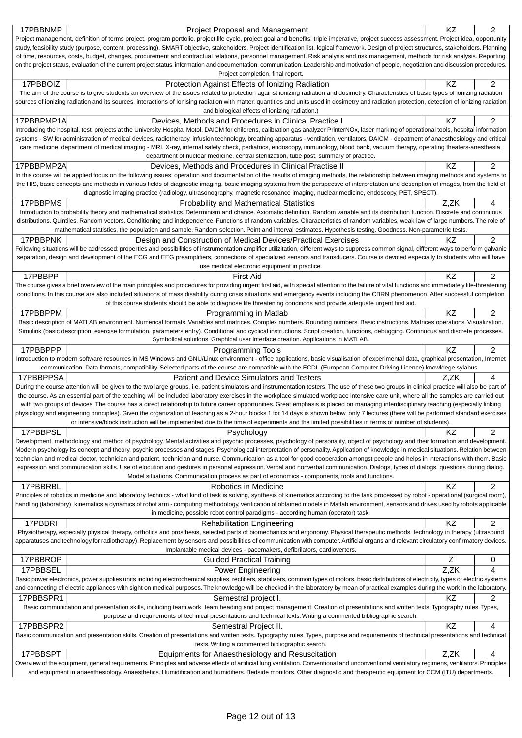| Code | Course | Completion | Credits |
|---|---|---|---|
| 17PBBNMP | Project Proposal and Management | KZ | 2 |

Project management, definition of terms project, program portfolio, project life cycle, project goal and benefits, triple imperative, project success assessment. Project idea, opportunity study, feasibility study (purpose, content, processing), SMART objective, stakeholders. Project identification list, logical framework. Design of project structures, stakeholders. Planning of time, resources, costs, budget, changes, procurement and contractual relations, personnel management. Risk analysis and risk management, methods for risk analysis. Reporting on the project status, evaluation of the current project status. information and documentation, communication. Leadership and motivation of people, negotiation and discussion procedures. Project completion, final report.

| Code | Course | Completion | Credits |
|---|---|---|---|
| 17PBBOIZ | Protection Against Effects of Ionizing Radiation | KZ | 2 |

The aim of the course is to give students an overview of the issues related to protection against ionizing radiation and dosimetry. Characteristics of basic types of ionizing radiation sources of ionizing radiation and its sources, interactions of Ionising radiation with matter, quantities and units used in dosimetry and radiation protection, detection of ionizing radiation and biological effects of ionizing radiation.)

| Code | Course | Completion | Credits |
|---|---|---|---|
| 17PBBPMP1A | Devices, Methods and Procedures in Clinical Practice I | KZ | 2 |

Introducing the hospital, test, projects at the University Hospital Motol, DAICM for childrens, calibration gas analyzer PrinterNOx, laser marking of operational tools, hospital information systems - SW for administration of medical devices, radiotherapy, infusion technology, breathing apparatus - ventilation, ventilators, DAICM - depatment of anaesthesiology and critical care medicine, department of medical imaging - MRI, X-ray, internal safety check, pediatrics, endoscopy, immunology, blood bank, vacuum therapy, operating theaters-anesthesia, department of nuclear medicine, central sterilization, tube post, summary of practice.

| Code | Course | Completion | Credits |
|---|---|---|---|
| 17PBBPMP2A | Devices, Methods and Procedures in Clinical Practise II | KZ | 2 |

In this course will be applied focus on the following issues: operation and documentation of the results of imaging methods, the relationship between imaging methods and systems to the HIS, basic concepts and methods in various fields of diagnostic imaging, basic imaging systems from the perspective of interpretation and description of images, from the field of diagnostic imaging practice (radiology, ultrasonography, magnetic resonance imaging, nuclear medicine, endoscopy, PET, SPECT).

| Code | Course | Completion | Credits |
|---|---|---|---|
| 17PBBPMS | Probability and Mathematical Statistics | Z,ZK | 4 |

Introduction to probability theory and mathematical statistics. Determinism and chance. Axiomatic definition. Random variable and its distribution function. Discrete and continuous distributions. Quintiles. Random vectors. Conditioning and independence. Functions of random variables. Characteristics of random variables, weak law of large numbers. The role of mathematical statistics, the population and sample. Random selection. Point and interval estimates. Hypothesis testing. Goodness. Non-parametric tests.

| Code | Course | Completion | Credits |
|---|---|---|---|
| 17PBBPNK | Design and Construction of Medical Devices/Practical Exercises | KZ | 2 |

Following situations will be addressed: properties and possibilities of instrumentation amplifier utilizitation, different ways to suppress common signal, different ways to perform galvanic separation, design and development of the ECG and EEG preamplifiers, connections of specialized sensors and transducers. Course is devoted especially to students who will have use medical electronic equipment in practice.

| Code | Course | Completion | Credits |
|---|---|---|---|
| 17PBBPP | First Aid | KZ | 2 |

The course gives a brief overview of the main principles and procedures for providing urgent first aid, with special attention to the failure of vital functions and immediately life-threatening conditions. In this course are also included situations of mass disability during crisis situations and emergency events including the CBRN phenomenon. After successful completion of this course students should be able to diagnose life threatening conditions and provide adequate urgent first aid.

| Code | Course | Completion | Credits |
|---|---|---|---|
| 17PBBPPM | Programming in Matlab | KZ | 2 |

Basic description of MATLAB environment. Numerical formats. Variables and matrices. Complex numbers. Rounding numbers. Basic instructions. Matrices operations. Visualization. Simulink (basic description, exercise formulation, parameters entry). Conditional and cyclical instructions. Script creation, functions, debugging. Continuous and discrete processes. Symbolical solutions. Graphical user interface creation. Applications in MATLAB.

| Code | Course | Completion | Credits |
|---|---|---|---|
| 17PBBPPP | Programming Tools | KZ | 2 |

Introduction to modern software resources in MS Windows and GNU/Linux environment - office applications, basic visualisation of experimental data, graphical presentation, Internet communication. Data formats, compatibility. Selected parts of the course are compatible with the ECDL (European Computer Driving Licence) knowldege sylabus .

| Code | Course | Completion | Credits |
|---|---|---|---|
| 17PBBPPSA | Patient and Device Simulators and Testers | Z,ZK | 4 |

During the course attention will be given to the two large groups, i.e. patient simulators and instrumentation testers. The use of these two groups in clinical practice will also be part of the course. As an essential part of the teaching will be included laboratory exercises in the workplace simulated workplace intensive care unit, where all the samples are carried out with two groups of devices. The course has a direct relationship to future career opportunities. Great emphasis is placed on managing interdisciplinary teaching (especially linking physiology and engineering principles). Given the organization of teaching as a 2-hour blocks 1 for 14 days is shown below, only 7 lectures (there will be performed standard exercises or intensive/block instruction will be implemented due to the time of experiments and the limited possibilities in terms of number of students).

| Code | Course | Completion | Credits |
|---|---|---|---|
| 17PBBPSL | Psychology | KZ | 2 |

Development, methodology and method of psychology. Mental activities and psychic processes, psychology of personality, object of psychology and their formation and development. Modern psychology its concept and theory, psychic processes and stages. Psychological interpretation of personality. Application of knowledge in medical situations. Relation between technician and medical doctor, technician and patient, technician and nurse. Communication as a tool for good cooperation amongst people and helps in interactions with them. Basic expression and communication skills. Use of elocution and gestures in personal expression. Verbal and nonverbal communication. Dialogs, types of dialogs, questions during dialog. Model situations. Communication process as part of economics - components, tools and functions.

| Code | Course | Completion | Credits |
|---|---|---|---|
| 17PBBRBL | Robotics in Medicine | KZ | 2 |

Principles of robotics in medicine and laboratory technics - what kind of task is solving, synthesis of kinematics according to the task processed by robot - operational (surgical room), handling (laboratory), kinematics a dynamics of robot arm - computing methodology, verification of obtained models in Matlab environment, sensors and drives used by robots applicable in medicine, possible robot control paradigms - according human (operator) task.

| Code | Course | Completion | Credits |
|---|---|---|---|
| 17PBBRI | Rehabilitation Engineering | KZ | 2 |

Physiotherapy, especially physical therapy, orthotics and prosthesis, selected parts of biomechanics and ergonomy. Physical therapeutic methods, technology in therapy (ultrasound apparatuses and technology for radiotherapy). Replacement by sensors and possibilities of communication with computer. Artificial organs and relevant circulatory confirmatory devices. Implantable medical devices - pacemakers, defibrilators, cardioverters.

| Code | Course | Completion | Credits |
|---|---|---|---|
| 17PBBROP | Guided Practical Training | Z | 0 |
| 17PBBSEL | Power Engineering | Z,ZK | 4 |

Basic power electronics, power supplies units including electrochemical supplies, rectifiers, stabilizers, common types of motors, basic distributions of electricity, types of electric systems and connecting of electric appliances with sight on medical purposes. The knowledge will be checked in the laboratory by mean of practical examples during the work in the laboratory.

| Code | Course | Completion | Credits |
|---|---|---|---|
| 17PBBSPR1 | Semestral project I. | KZ | 2 |

Basic communication and presentation skills, including team work, team heading and project management. Creation of presentations and written texts. Typography rules. Types, purpose and requirements of technical presentations and technical texts. Writing a commented bibliographic search.

| Code | Course | Completion | Credits |
|---|---|---|---|
| 17PBBSPR2 | Semestral Project II. | KZ | 4 |

Basic communication and presentation skills. Creation of presentations and written texts. Typography rules. Types, purpose and requirements of technical presentations and technical texts. Writing a commented bibliographic search.

| Code | Course | Completion | Credits |
|---|---|---|---|
| 17PBBSPT | Equipments for Anaesthesiology and Resuscitation | Z,ZK | 4 |

Overview of the equipment, general requirements. Principles and adverse effects of artificial lung ventilation. Conventional and unconventional ventilatory regimens, ventilators. Principles and equipment in anaesthesiology. Anaesthetics. Humidification and humidifiers. Bedside monitors. Other diagnostic and therapeutic equipment for CCM (ITU) departments.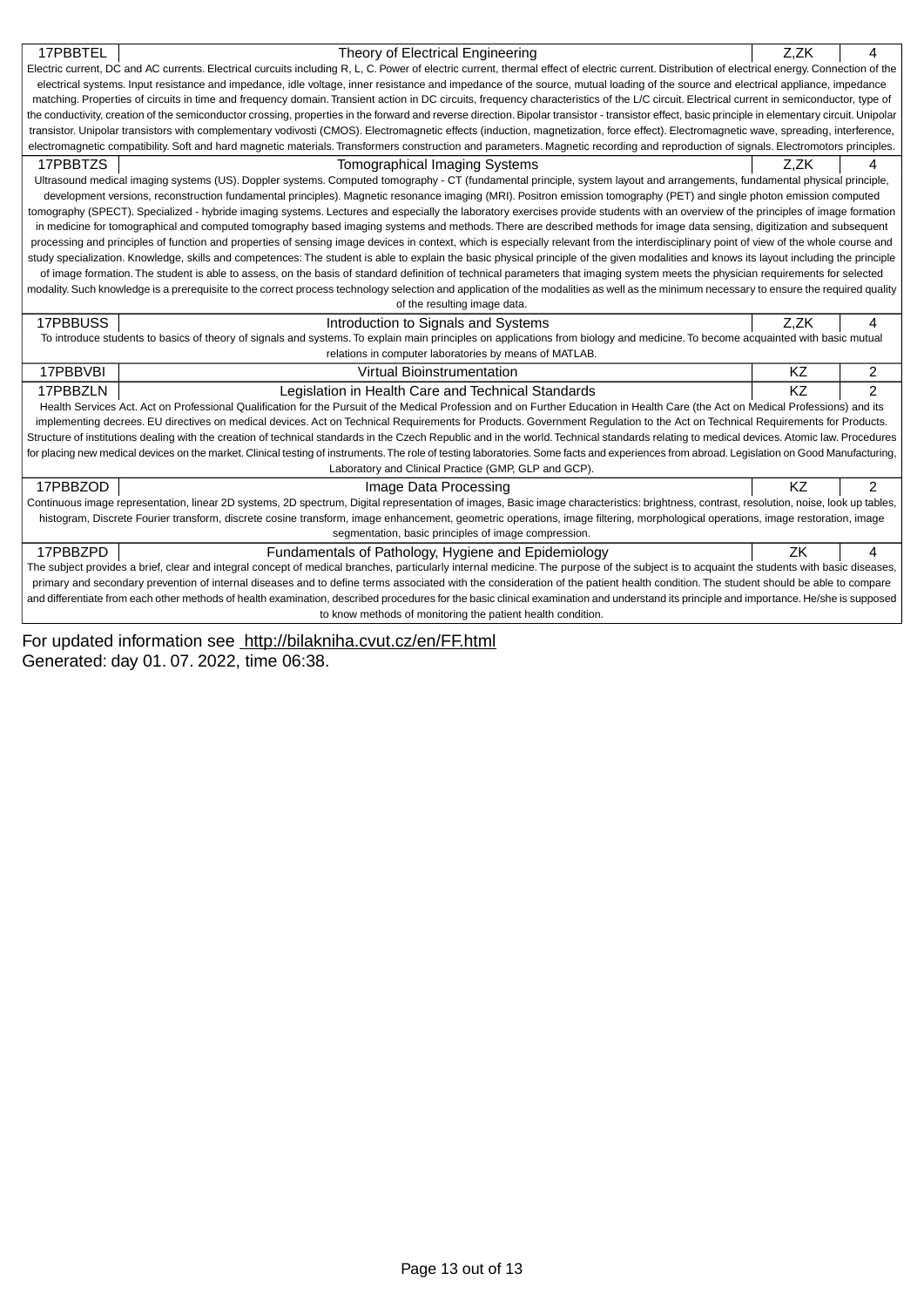| | | | |
|---|---|---|---|
| 17PBBTEL | Theory of Electrical Engineering | Z,ZK | 4 |

Electric current, DC and AC currents. Electrical curcuits including R, L, C. Power of electric current, thermal effect of electric current. Distribution of electrical energy. Connection of the electrical systems. Input resistance and impedance, idle voltage, inner resistance and impedance of the source, mutual loading of the source and electrical appliance, impedance matching. Properties of circuits in time and frequency domain. Transient action in DC circuits, frequency characteristics of the L/C circuit. Electrical current in semiconductor, type of the conductivity, creation of the semiconductor crossing, properties in the forward and reverse direction. Bipolar transistor - transistor effect, basic principle in elementary circuit. Unipolar transistor. Unipolar transistors with complementary vodivosti (CMOS). Electromagnetic effects (induction, magnetization, force effect). Electromagnetic wave, spreading, interference, electromagnetic compatibility. Soft and hard magnetic materials. Transformers construction and parameters. Magnetic recording and reproduction of signals. Electromotors principles.

| | | | |
|---|---|---|---|
| 17PBBTZS | Tomographical Imaging Systems | Z,ZK | 4 |

Ultrasound medical imaging systems (US). Doppler systems. Computed tomography - CT (fundamental principle, system layout and arrangements, fundamental physical principle, development versions, reconstruction fundamental principles). Magnetic resonance imaging (MRI). Positron emission tomography (PET) and single photon emission computed tomography (SPECT). Specialized - hybride imaging systems. Lectures and especially the laboratory exercises provide students with an overview of the principles of image formation in medicine for tomographical and computed tomography based imaging systems and methods. There are described methods for image data sensing, digitization and subsequent processing and principles of function and properties of sensing image devices in context, which is especially relevant from the interdisciplinary point of view of the whole course and study specialization. Knowledge, skills and competences: The student is able to explain the basic physical principle of the given modalities and knows its layout including the principle of image formation. The student is able to assess, on the basis of standard definition of technical parameters that imaging system meets the physician requirements for selected modality. Such knowledge is a prerequisite to the correct process technology selection and application of the modalities as well as the minimum necessary to ensure the required quality of the resulting image data.

| | | | |
|---|---|---|---|
| 17PBBUSS | Introduction to Signals and Systems | Z,ZK | 4 |

To introduce students to basics of theory of signals and systems. To explain main principles on applications from biology and medicine. To become acquainted with basic mutual relations in computer laboratories by means of MATLAB.

| | | | |
|---|---|---|---|
| 17PBBVBI | Virtual Bioinstrumentation | KZ | 2 |
| 17PBBZLN | Legislation in Health Care and Technical Standards | KZ | 2 |

Health Services Act. Act on Professional Qualification for the Pursuit of the Medical Profession and on Further Education in Health Care (the Act on Medical Professions) and its implementing decrees. EU directives on medical devices. Act on Technical Requirements for Products. Government Regulation to the Act on Technical Requirements for Products. Structure of institutions dealing with the creation of technical standards in the Czech Republic and in the world. Technical standards relating to medical devices. Atomic law. Procedures for placing new medical devices on the market. Clinical testing of instruments. The role of testing laboratories. Some facts and experiences from abroad. Legislation on Good Manufacturing, Laboratory and Clinical Practice (GMP, GLP and GCP).

| | | | |
|---|---|---|---|
| 17PBBZOD | Image Data Processing | KZ | 2 |

Continuous image representation, linear 2D systems, 2D spectrum, Digital representation of images, Basic image characteristics: brightness, contrast, resolution, noise, look up tables, histogram, Discrete Fourier transform, discrete cosine transform, image enhancement, geometric operations, image filtering, morphological operations, image restoration, image segmentation, basic principles of image compression.

| | | | |
|---|---|---|---|
| 17PBBZPD | Fundamentals of Pathology, Hygiene and Epidemiology | ZK | 4 |

The subject provides a brief, clear and integral concept of medical branches, particularly internal medicine. The purpose of the subject is to acquaint the students with basic diseases, primary and secondary prevention of internal diseases and to define terms associated with the consideration of the patient health condition. The student should be able to compare and differentiate from each other methods of health examination, described procedures for the basic clinical examination and understand its principle and importance. He/she is supposed to know methods of monitoring the patient health condition.

For updated information see http://bilakniha.cvut.cz/en/FF.html
Generated: day 01. 07. 2022, time 06:38.